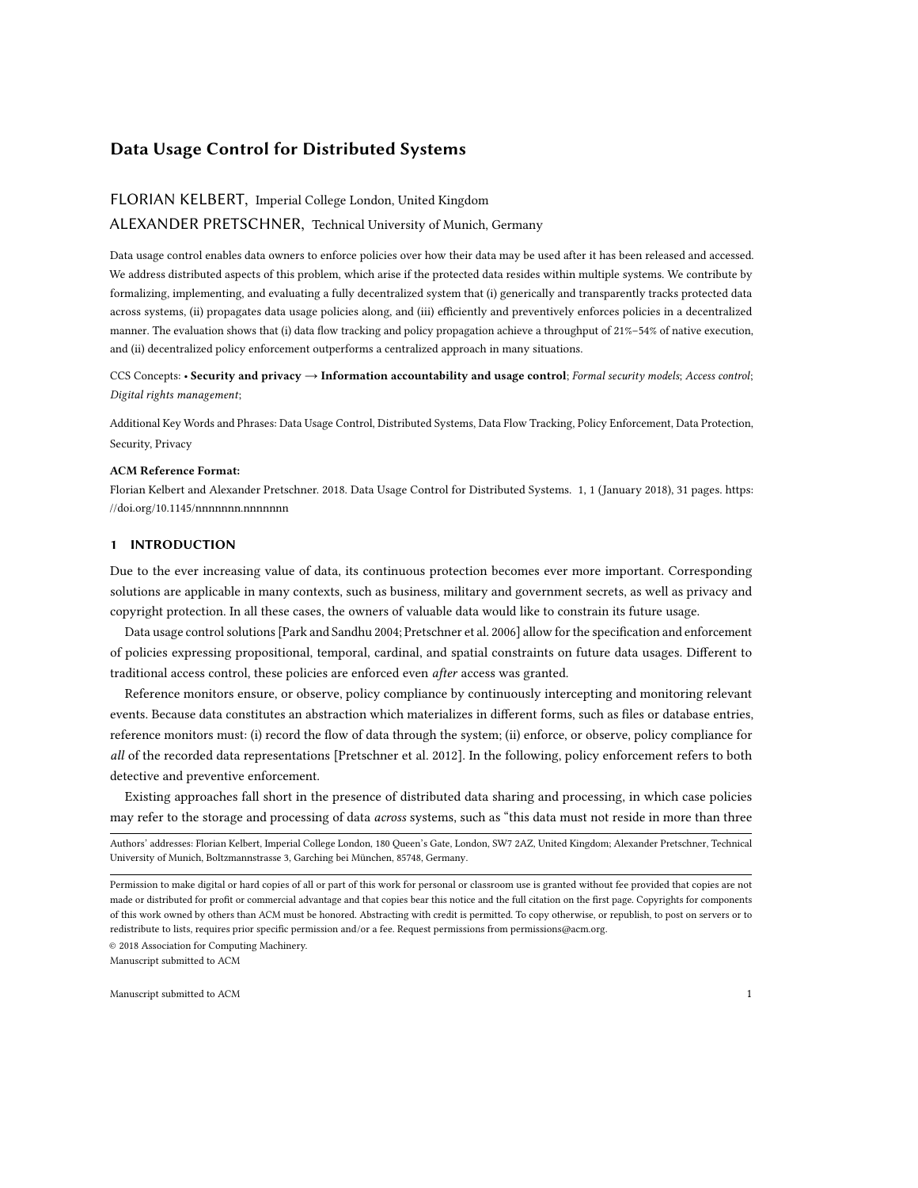# Data Usage Control for Distributed Systems

FLORIAN KELBERT, Imperial College London, United Kingdom

ALEXANDER PRETSCHNER, Technical University of Munich, Germany

Data usage control enables data owners to enforce policies over how their data may be used after it has been released and accessed. We address distributed aspects of this problem, which arise if the protected data resides within multiple systems. We contribute by formalizing, implementing, and evaluating a fully decentralized system that (i) generically and transparently tracks protected data across systems, (ii) propagates data usage policies along, and (iii) efficiently and preventively enforces policies in a decentralized manner. The evaluation shows that (i) data flow tracking and policy propagation achieve a throughput of 21%–54% of native execution, and (ii) decentralized policy enforcement outperforms a centralized approach in many situations.

CCS Concepts: • **Security and privacy → Information accountability and usage control**; *Formal security models*; *Access control*; *Digital rights management*;

Additional Key Words and Phrases: Data Usage Control, Distributed Systems, Data Flow Tracking, Policy Enforcement, Data Protection, Security, Privacy

**ACM Reference Format:**

Florian Kelbert and Alexander Pretschner. 2018. Data Usage Control for Distributed Systems. 1, 1 (January 2018), 31 pages. https://doi.org/10.1145/nnnnnnn.nnnnnnn

## 1 INTRODUCTION

Due to the ever increasing value of data, its continuous protection becomes ever more important. Corresponding solutions are applicable in many contexts, such as business, military and government secrets, as well as privacy and copyright protection. In all these cases, the owners of valuable data would like to constrain its future usage.

Data usage control solutions [Park and Sandhu 2004; Pretschner et al. 2006] allow for the specification and enforcement of policies expressing propositional, temporal, cardinal, and spatial constraints on future data usages. Different to traditional access control, these policies are enforced even *after* access was granted.

Reference monitors ensure, or observe, policy compliance by continuously intercepting and monitoring relevant events. Because data constitutes an abstraction which materializes in different forms, such as files or database entries, reference monitors must: (i) record the flow of data through the system; (ii) enforce, or observe, policy compliance for *all* of the recorded data representations [Pretschner et al. 2012]. In the following, policy enforcement refers to both detective and preventive enforcement.

Existing approaches fall short in the presence of distributed data sharing and processing, in which case policies may refer to the storage and processing of data *across* systems, such as "this data must not reside in more than three

Authors' addresses: Florian Kelbert, Imperial College London, 180 Queen's Gate, London, SW7 2AZ, United Kingdom; Alexander Pretschner, Technical University of Munich, Boltzmannstrasse 3, Garching bei München, 85748, Germany.

Permission to make digital or hard copies of all or part of this work for personal or classroom use is granted without fee provided that copies are not made or distributed for profit or commercial advantage and that copies bear this notice and the full citation on the first page. Copyrights for components of this work owned by others than ACM must be honored. Abstracting with credit is permitted. To copy otherwise, or republish, to post on servers or to redistribute to lists, requires prior specific permission and/or a fee. Request permissions from permissions@acm.org.

© 2018 Association for Computing Machinery.

Manuscript submitted to ACM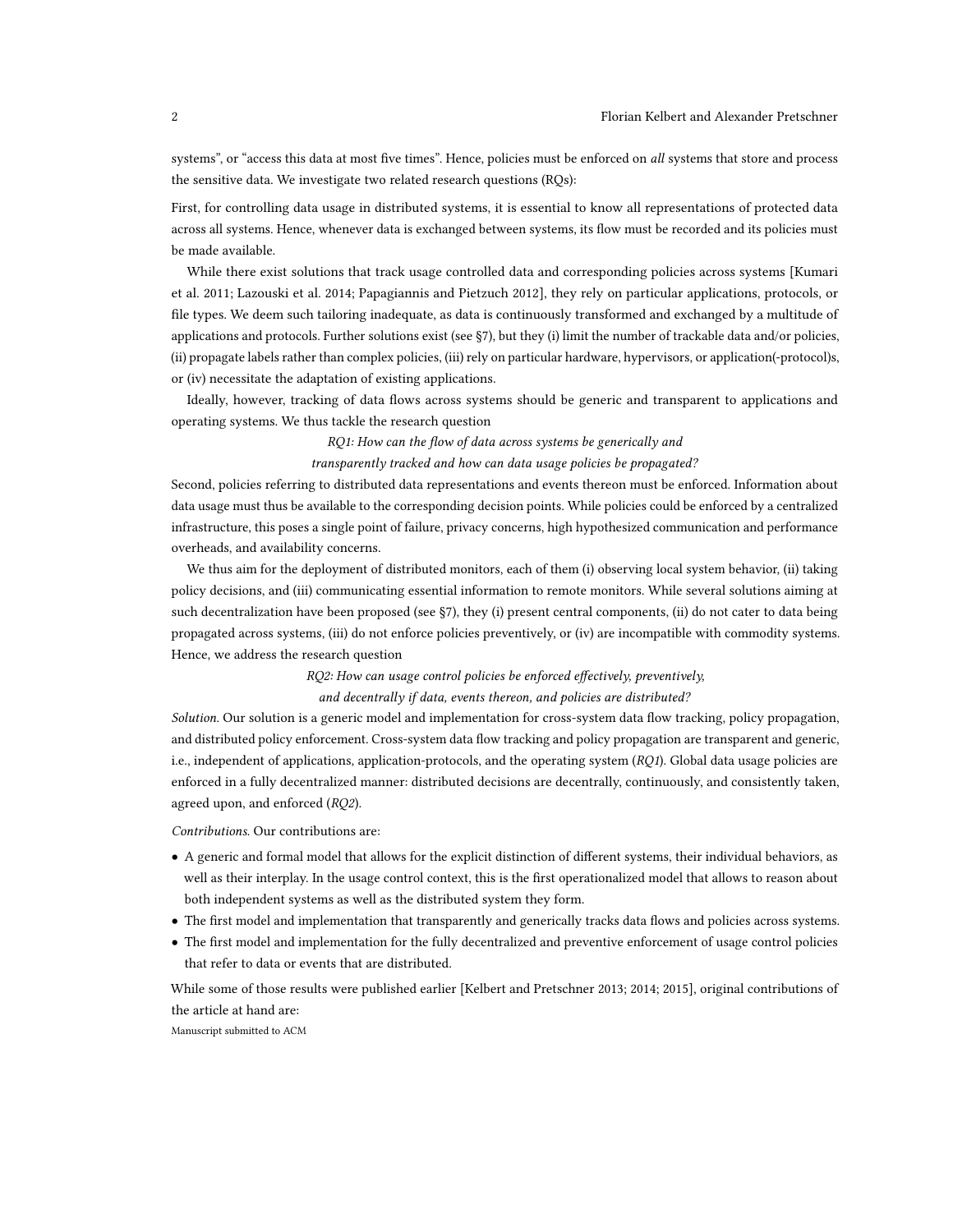systems", or "access this data at most five times". Hence, policies must be enforced on *all* systems that store and process the sensitive data. We investigate two related research questions (RQs):

First, for controlling data usage in distributed systems, it is essential to know all representations of protected data across all systems. Hence, whenever data is exchanged between systems, its flow must be recorded and its policies must be made available.

While there exist solutions that track usage controlled data and corresponding policies across systems [Kumari et al. 2011; Lazouski et al. 2014; Papagiannis and Pietzuch 2012], they rely on particular applications, protocols, or file types. We deem such tailoring inadequate, as data is continuously transformed and exchanged by a multitude of applications and protocols. Further solutions exist (see §7), but they (i) limit the number of trackable data and/or policies, (ii) propagate labels rather than complex policies, (iii) rely on particular hardware, hypervisors, or application(-protocol)s, or (iv) necessitate the adaptation of existing applications.

Ideally, however, tracking of data flows across systems should be generic and transparent to applications and operating systems. We thus tackle the research question

*RQ1: How can the flow of data across systems be generically and transparently tracked and how can data usage policies be propagated?*

Second, policies referring to distributed data representations and events thereon must be enforced. Information about data usage must thus be available to the corresponding decision points. While policies could be enforced by a centralized infrastructure, this poses a single point of failure, privacy concerns, high hypothesized communication and performance overheads, and availability concerns.

We thus aim for the deployment of distributed monitors, each of them (i) observing local system behavior, (ii) taking policy decisions, and (iii) communicating essential information to remote monitors. While several solutions aiming at such decentralization have been proposed (see §7), they (i) present central components, (ii) do not cater to data being propagated across systems, (iii) do not enforce policies preventively, or (iv) are incompatible with commodity systems. Hence, we address the research question

*RQ2: How can usage control policies be enforced effectively, preventively, and decentrally if data, events thereon, and policies are distributed?*

*Solution.* Our solution is a generic model and implementation for cross-system data flow tracking, policy propagation, and distributed policy enforcement. Cross-system data flow tracking and policy propagation are transparent and generic, i.e., independent of applications, application-protocols, and the operating system (*RQ1*). Global data usage policies are enforced in a fully decentralized manner: distributed decisions are decentrally, continuously, and consistently taken, agreed upon, and enforced (*RQ2*).

*Contributions.* Our contributions are:

- A generic and formal model that allows for the explicit distinction of different systems, their individual behaviors, as well as their interplay. In the usage control context, this is the first operationalized model that allows to reason about both independent systems as well as the distributed system they form.
- The first model and implementation that transparently and generically tracks data flows and policies across systems.
- The first model and implementation for the fully decentralized and preventive enforcement of usage control policies that refer to data or events that are distributed.

While some of those results were published earlier [Kelbert and Pretschner 2013; 2014; 2015], original contributions of the article at hand are: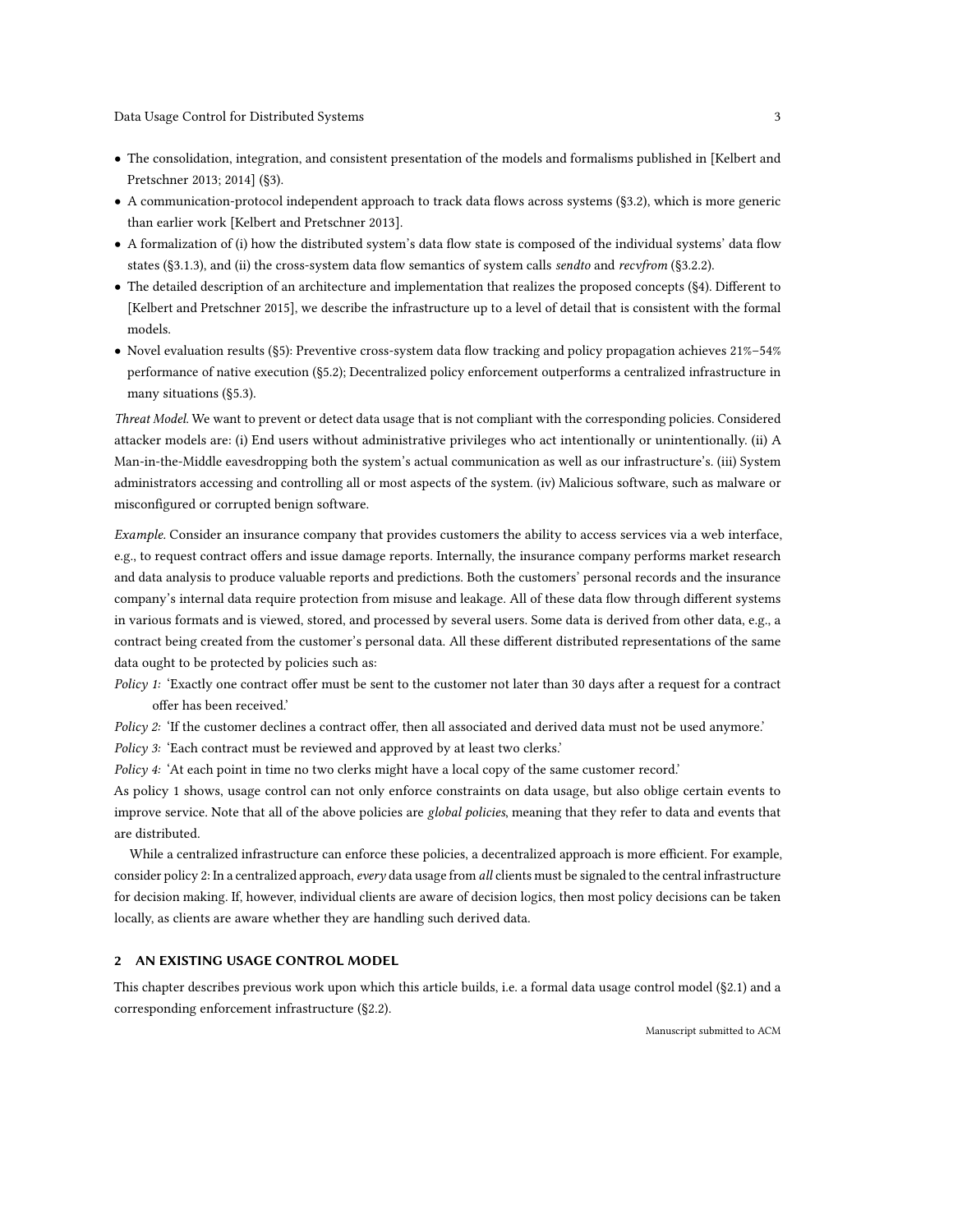- The consolidation, integration, and consistent presentation of the models and formalisms published in [Kelbert and Pretschner 2013; 2014] (§3).
- A communication-protocol independent approach to track data flows across systems (§3.2), which is more generic than earlier work [Kelbert and Pretschner 2013].
- A formalization of (i) how the distributed system's data flow state is composed of the individual systems' data flow states (§3.1.3), and (ii) the cross-system data flow semantics of system calls *sendto* and *recvfrom* (§3.2.2).
- The detailed description of an architecture and implementation that realizes the proposed concepts (§4). Different to [Kelbert and Pretschner 2015], we describe the infrastructure up to a level of detail that is consistent with the formal models.
- Novel evaluation results (§5): Preventive cross-system data flow tracking and policy propagation achieves 21%–54% performance of native execution (§5.2); Decentralized policy enforcement outperforms a centralized infrastructure in many situations (§5.3).

*Threat Model.* We want to prevent or detect data usage that is not compliant with the corresponding policies. Considered attacker models are: (i) End users without administrative privileges who act intentionally or unintentionally. (ii) A Man-in-the-Middle eavesdropping both the system's actual communication as well as our infrastructure's. (iii) System administrators accessing and controlling all or most aspects of the system. (iv) Malicious software, such as malware or misconfigured or corrupted benign software.

*Example.* Consider an insurance company that provides customers the ability to access services via a web interface, e.g., to request contract offers and issue damage reports. Internally, the insurance company performs market research and data analysis to produce valuable reports and predictions. Both the customers' personal records and the insurance company's internal data require protection from misuse and leakage. All of these data flow through different systems in various formats and is viewed, stored, and processed by several users. Some data is derived from other data, e.g., a contract being created from the customer's personal data. All these different distributed representations of the same data ought to be protected by policies such as:

*Policy 1:* 'Exactly one contract offer must be sent to the customer not later than 30 days after a request for a contract offer has been received.'

*Policy 2:* 'If the customer declines a contract offer, then all associated and derived data must not be used anymore.'

*Policy 3:* 'Each contract must be reviewed and approved by at least two clerks.'

*Policy 4:* 'At each point in time no two clerks might have a local copy of the same customer record.'

As policy 1 shows, usage control can not only enforce constraints on data usage, but also oblige certain events to improve service. Note that all of the above policies are *global policies*, meaning that they refer to data and events that are distributed.

While a centralized infrastructure can enforce these policies, a decentralized approach is more efficient. For example, consider policy 2: In a centralized approach, *every* data usage from *all* clients must be signaled to the central infrastructure for decision making. If, however, individual clients are aware of decision logics, then most policy decisions can be taken locally, as clients are aware whether they are handling such derived data.

## 2 AN EXISTING USAGE CONTROL MODEL

This chapter describes previous work upon which this article builds, i.e. a formal data usage control model (§2.1) and a corresponding enforcement infrastructure (§2.2).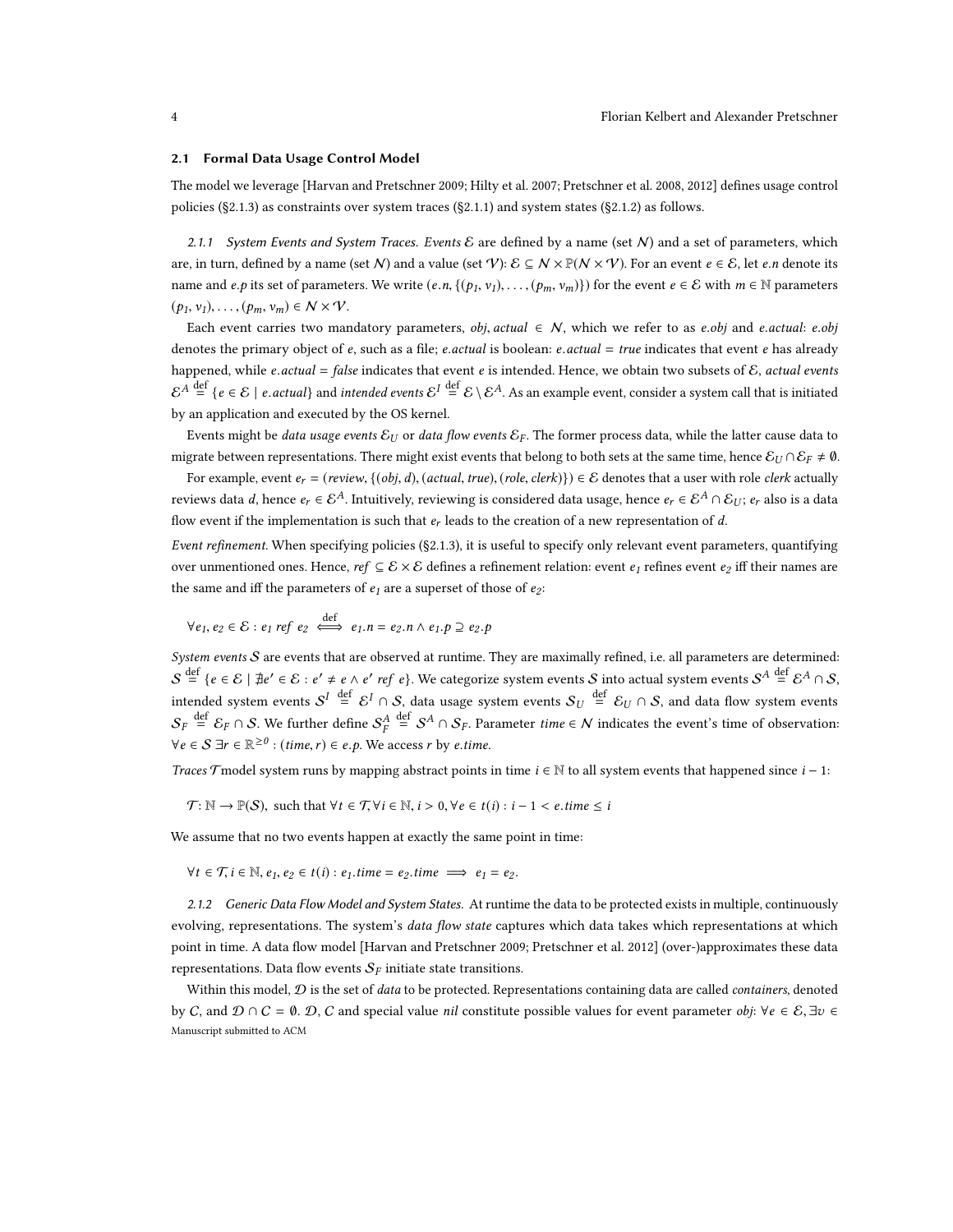## 2.1 Formal Data Usage Control Model

The model we leverage [Harvan and Pretschner 2009; Hilty et al. 2007; Pretschner et al. 2008, 2012] defines usage control policies (§2.1.3) as constraints over system traces (§2.1.1) and system states (§2.1.2) as follows.

### 2.1.1 System Events and System Traces.

*Events* $\mathcal{E}$ are defined by a name (set $\mathcal{N}$) and a set of parameters, which are, in turn, defined by a name (set $\mathcal{N}$) and a value (set $\mathcal{V}$): $\mathcal{E} \subseteq \mathcal{N} \times \mathbb{P}(\mathcal{N} \times \mathcal{V})$. For an event $e \in \mathcal{E}$, let $e.n$ denote its name and $e.p$ its set of parameters. We write $(e.n, \{(p_1, v_1), \ldots, (p_m, v_m)\})$ for the event $e \in \mathcal{E}$ with $m \in \mathbb{N}$ parameters $(p_1, v_1), \ldots, (p_m, v_m) \in \mathcal{N} \times \mathcal{V}$.

Each event carries two mandatory parameters, $obj, actual \in \mathcal{N}$, which we refer to as $e.obj$ and $e.actual$: $e.obj$ denotes the primary object of $e$, such as a file; $e.actual$ is boolean: $e.actual = true$ indicates that event $e$ has already happened, while $e.actual = false$ indicates that event $e$ is intended. Hence, we obtain two subsets of $\mathcal{E}$, *actual events* $\mathcal{E}^A \stackrel{\text{def}}{=} \{e \in \mathcal{E} \mid e.actual\}$ and *intended events* $\mathcal{E}^I \stackrel{\text{def}}{=} \mathcal{E} \setminus \mathcal{E}^A$. As an example event, consider a system call that is initiated by an application and executed by the OS kernel.

Events might be *data usage events* $\mathcal{E}_U$ or *data flow events* $\mathcal{E}_F$. The former process data, while the latter cause data to migrate between representations. There might exist events that belong to both sets at the same time, hence $\mathcal{E}_U \cap \mathcal{E}_F \neq \emptyset$.

For example, event $e_r = (review, \{(obj, d), (actual, true), (role, clerk)\}) \in \mathcal{E}$ denotes that a user with role *clerk* actually reviews data $d$, hence $e_r \in \mathcal{E}^A$. Intuitively, reviewing is considered data usage, hence $e_r \in \mathcal{E}^A \cap \mathcal{E}_U$; $e_r$ also is a data flow event if the implementation is such that $e_r$ leads to the creation of a new representation of $d$.

*Event refinement.* When specifying policies (§2.1.3), it is useful to specify only relevant event parameters, quantifying over unmentioned ones. Hence, $ref \subseteq \mathcal{E} \times \mathcal{E}$ defines a refinement relation: event $e_1$ refines event $e_2$ iff their names are the same and iff the parameters of $e_1$ are a superset of those of $e_2$:

$$\forall e_1, e_2 \in \mathcal{E} : e_1 \ ref \ e_2 \stackrel{\text{def}}{\iff} e_1.n = e_2.n \wedge e_1.p \supseteq e_2.p$$

*System events* $\mathcal{S}$ are events that are observed at runtime. They are maximally refined, i.e. all parameters are determined: $\mathcal{S} \stackrel{\text{def}}{=} \{e \in \mathcal{E} \mid \nexists e' \in \mathcal{E} : e' \neq e \wedge e' \ ref \ e\}$. We categorize system events $\mathcal{S}$ into actual system events $\mathcal{S}^A \stackrel{\text{def}}{=} \mathcal{E}^A \cap \mathcal{S}$, intended system events $\mathcal{S}^I \stackrel{\text{def}}{=} \mathcal{E}^I \cap \mathcal{S}$, data usage system events $\mathcal{S}_U \stackrel{\text{def}}{=} \mathcal{E}_U \cap \mathcal{S}$, and data flow system events $\mathcal{S}_F \stackrel{\text{def}}{=} \mathcal{E}_F \cap \mathcal{S}$. We further define $\mathcal{S}_F^A \stackrel{\text{def}}{=} \mathcal{S}^A \cap \mathcal{S}_F$. Parameter $time \in \mathcal{N}$ indicates the event's time of observation: $\forall e \in \mathcal{S} \ \exists r \in \mathbb{R}^{\geq 0} : (time, r) \in e.p$. We access $r$ by $e.time$.

*Traces* $\mathcal{T}$ model system runs by mapping abstract points in time $i \in \mathbb{N}$ to all system events that happened since $i - 1$:

$$\mathcal{T} : \mathbb{N} \rightarrow \mathbb{P}(\mathcal{S}), \text{ such that } \forall t \in \mathcal{T}, \forall i \in \mathbb{N}, i > 0, \forall e \in t(i) : i - 1 < e.time \leq i$$

We assume that no two events happen at exactly the same point in time:

$$\forall t \in \mathcal{T}, i \in \mathbb{N}, e_1, e_2 \in t(i) : e_1.time = e_2.time \implies e_1 = e_2.$$

### 2.1.2 Generic Data Flow Model and System States.

At runtime the data to be protected exists in multiple, continuously evolving, representations. The system's *data flow state* captures which data takes which representations at which point in time. A data flow model [Harvan and Pretschner 2009; Pretschner et al. 2012] (over-)approximates these data representations. Data flow events $\mathcal{S}_F$ initiate state transitions.

Within this model, $\mathcal{D}$ is the set of *data* to be protected. Representations containing data are called *containers*, denoted by $\mathcal{C}$, and $\mathcal{D} \cap \mathcal{C} = \emptyset$. $\mathcal{D}$, $\mathcal{C}$ and special value *nil* constitute possible values for event parameter *obj*: $\forall e \in \mathcal{E}, \exists v \in$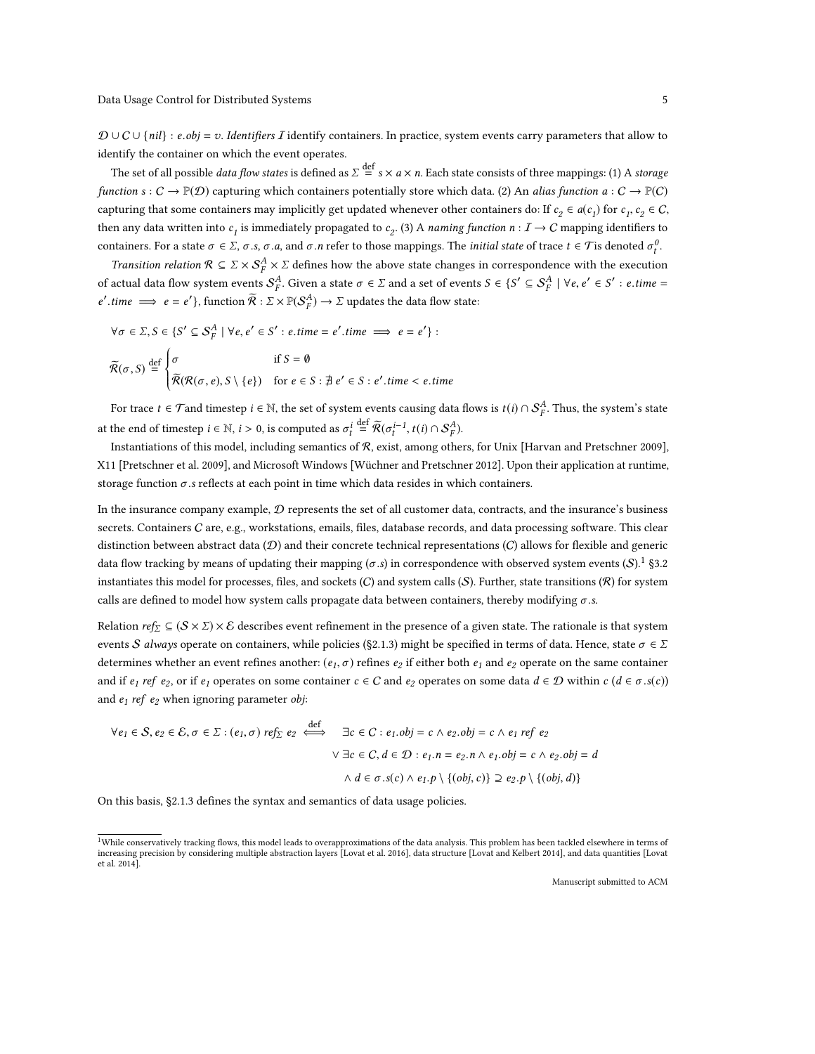$\mathcal{D} \cup C \cup \{nil\} : e.obj = v$. *Identifiers* $\mathcal{I}$ identify containers. In practice, system events carry parameters that allow to identify the container on which the event operates.

The set of all possible *data flow states* is defined as $\Sigma \stackrel{\text{def}}{=} s \times a \times n$. Each state consists of three mappings: (1) A *storage function* $s : C \rightarrow \mathbb{P}(\mathcal{D})$ capturing which containers potentially store which data. (2) An *alias function* $a : C \rightarrow \mathbb{P}(C)$ capturing that some containers may implicitly get updated whenever other containers do: If $c_2 \in a(c_1)$ for $c_1, c_2 \in C$, then any data written into $c_1$ is immediately propagated to $c_2$. (3) A *naming function* $n : \mathcal{I} \rightarrow C$ mapping identifiers to containers. For a state $\sigma \in \Sigma$, $\sigma.s$, $\sigma.a$, and $\sigma.n$ refer to those mappings. The *initial state* of trace $t \in \mathcal{T}$ is denoted $\sigma_t^0$.

*Transition relation* $\mathcal{R} \subseteq \Sigma \times \mathcal{S}_F^A \times \Sigma$ defines how the above state changes in correspondence with the execution of actual data flow system events $\mathcal{S}_F^A$. Given a state $\sigma \in \Sigma$ and a set of events $S \in \{S' \subseteq \mathcal{S}_F^A \mid \forall e, e' \in S' : e.time = e'.time \implies e = e'\}$, function $\widetilde{\mathcal{R}} : \Sigma \times \mathbb{P}(\mathcal{S}_F^A) \rightarrow \Sigma$ updates the data flow state:

$$\forall \sigma \in \Sigma, S \in \{S' \subseteq \mathcal{S}_F^A \mid \forall e, e' \in S' : e.time = e'.time \implies e = e'\} :$$

$$\widetilde{\mathcal{R}}(\sigma, S) \stackrel{\text{def}}{=} \begin{cases} \sigma & \text{if } S = \emptyset \\ \widetilde{\mathcal{R}}(\mathcal{R}(\sigma, e), S \setminus \{e\}) & \text{for } e \in S : \nexists\, e' \in S : e'.time < e.time \end{cases}$$

For trace $t \in \mathcal{T}$ and timestep $i \in \mathbb{N}$, the set of system events causing data flows is $t(i) \cap \mathcal{S}_F^A$. Thus, the system's state at the end of timestep $i \in \mathbb{N}$, $i > 0$, is computed as $\sigma_t^i \stackrel{\text{def}}{=} \widetilde{\mathcal{R}}(\sigma_t^{i-1}, t(i) \cap \mathcal{S}_F^A)$.

Instantiations of this model, including semantics of $\mathcal{R}$, exist, among others, for Unix [Harvan and Pretschner 2009], X11 [Pretschner et al. 2009], and Microsoft Windows [Wüchner and Pretschner 2012]. Upon their application at runtime, storage function $\sigma.s$ reflects at each point in time which data resides in which containers.

In the insurance company example, $\mathcal{D}$ represents the set of all customer data, contracts, and the insurance's business secrets. Containers $C$ are, e.g., workstations, emails, files, database records, and data processing software. This clear distinction between abstract data ($\mathcal{D}$) and their concrete technical representations ($C$) allows for flexible and generic data flow tracking by means of updating their mapping ($\sigma.s$) in correspondence with observed system events ($\mathcal{S}$).[1] §3.2 instantiates this model for processes, files, and sockets ($C$) and system calls ($\mathcal{S}$). Further, state transitions ($\mathcal{R}$) for system calls are defined to model how system calls propagate data between containers, thereby modifying $\sigma.s$.

Relation $ref_\Sigma \subseteq (\mathcal{S} \times \Sigma) \times \mathcal{E}$ describes event refinement in the presence of a given state. The rationale is that system events $\mathcal{S}$ *always* operate on containers, while policies (§2.1.3) might be specified in terms of data. Hence, state $\sigma \in \Sigma$ determines whether an event refines another: $(e_1, \sigma)$ refines $e_2$ if either both $e_1$ and $e_2$ operate on the same container and if $e_1\ ref\ e_2$, or if $e_1$ operates on some container $c \in C$ and $e_2$ operates on some data $d \in \mathcal{D}$ within $c$ ($d \in \sigma.s(c)$) and $e_1\ ref\ e_2$ when ignoring parameter *obj*:

$$\begin{aligned} \forall e_1 \in \mathcal{S}, e_2 \in \mathcal{E}, \sigma \in \Sigma : (e_1, \sigma)\ ref_\Sigma\ e_2 \stackrel{\text{def}}{\iff} \quad & \exists c \in C : e_1.obj = c \wedge e_2.obj = c \wedge e_1\ ref\ e_2 \\ & \vee\, \exists c \in C, d \in \mathcal{D} : e_1.n = e_2.n \wedge e_1.obj = c \wedge e_2.obj = d \\ & \wedge\, d \in \sigma.s(c) \wedge e_1.p \setminus \{(obj, c)\} \supseteq e_2.p \setminus \{(obj, d)\} \end{aligned}$$

On this basis, §2.1.3 defines the syntax and semantics of data usage policies.

---

[1] While conservatively tracking flows, this model leads to overapproximations of the data analysis. This problem has been tackled elsewhere in terms of increasing precision by considering multiple abstraction layers [Lovat et al. 2016], data structure [Lovat and Kelbert 2014], and data quantities [Lovat et al. 2014].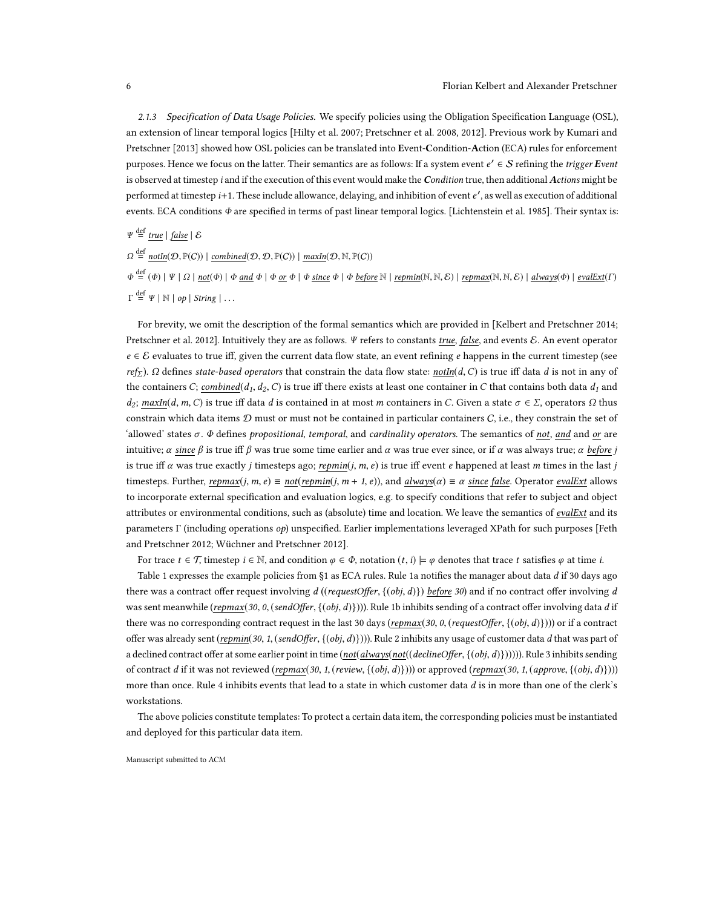*2.1.3 Specification of Data Usage Policies.* We specify policies using the Obligation Specification Language (OSL), an extension of linear temporal logics [Hilty et al. 2007; Pretschner et al. 2008, 2012]. Previous work by Kumari and Pretschner [2013] showed how OSL policies can be translated into **E**vent-**C**ondition-**A**ction (ECA) rules for enforcement purposes. Hence we focus on the latter. Their semantics are as follows: If a system event $e' \in \mathcal{S}$ refining the *trigger* ***E****vent* is observed at timestep $i$ and if the execution of this event would make the ***C****ondition* true, then additional ***A****ctions* might be performed at timestep $i$+1. These include allowance, delaying, and inhibition of event $e'$, as well as execution of additional events. ECA conditions $\Phi$ are specified in terms of past linear temporal logics. [Lichtenstein et al. 1985]. Their syntax is:

$$\Psi \stackrel{\text{def}}{=} \underline{true} \mid \underline{false} \mid \mathcal{E}$$

$$\Omega \stackrel{\text{def}}{=} \underline{notIn}(\mathcal{D}, \mathbb{P}(C)) \mid \underline{combined}(\mathcal{D}, \mathcal{D}, \mathbb{P}(C)) \mid \underline{maxIn}(\mathcal{D}, \mathbb{N}, \mathbb{P}(C))$$

$$\Phi \stackrel{\text{def}}{=} (\Phi) \mid \Psi \mid \Omega \mid \underline{not}(\Phi) \mid \Phi\ \underline{and}\ \Phi \mid \Phi\ \underline{or}\ \Phi \mid \Phi\ \underline{since}\ \Phi \mid \Phi\ \underline{before}\ \mathbb{N} \mid \underline{repmin}(\mathbb{N}, \mathbb{N}, \mathcal{E}) \mid \underline{repmax}(\mathbb{N}, \mathbb{N}, \mathcal{E}) \mid \underline{always}(\Phi) \mid \underline{evalExt}(\Gamma)$$

$$\Gamma \stackrel{\text{def}}{=} \Psi \mid \mathbb{N} \mid op \mid String \mid \ldots$$

For brevity, we omit the description of the formal semantics which are provided in [Kelbert and Pretschner 2014; Pretschner et al. 2012]. Intuitively they are as follows. $\Psi$ refers to constants $\underline{true}$, $\underline{false}$, and events $\mathcal{E}$. An event operator $e \in \mathcal{E}$ evaluates to true iff, given the current data flow state, an event refining $e$ happens in the current timestep (see $ref_\Sigma$). $\Omega$ defines *state-based operators* that constrain the data flow state: $\underline{notIn}(d, C)$ is true iff data $d$ is not in any of the containers $C$; $\underline{combined}(d_1, d_2, C)$ is true iff there exists at least one container in $C$ that contains both data $d_1$ and $d_2$; $\underline{maxIn}(d, m, C)$ is true iff data $d$ is contained in at most $m$ containers in $C$. Given a state $\sigma \in \Sigma$, operators $\Omega$ thus constrain which data items $\mathcal{D}$ must or must not be contained in particular containers $C$, i.e., they constrain the set of 'allowed' states $\sigma$. $\Phi$ defines *propositional*, *temporal*, and *cardinality operators*. The semantics of $\underline{not}$, $\underline{and}$ and $\underline{or}$ are intuitive; $\alpha\ \underline{since}\ \beta$ is true iff $\beta$ was true some time earlier and $\alpha$ was true ever since, or if $\alpha$ was always true; $\alpha\ \underline{before}\ j$ is true iff $\alpha$ was true exactly $j$ timesteps ago; $\underline{repmin}(j, m, e)$ is true iff event $e$ happened at least $m$ times in the last $j$ timesteps. Further, $\underline{repmax}(j, m, e) \equiv \underline{not}(\underline{repmin}(j, m + 1, e))$, and $\underline{always}(\alpha) \equiv \alpha\ \underline{since}\ \underline{false}$. Operator $\underline{evalExt}$ allows to incorporate external specification and evaluation logics, e.g. to specify conditions that refer to subject and object attributes or environmental conditions, such as (absolute) time and location. We leave the semantics of $\underline{evalExt}$ and its parameters $\Gamma$ (including operations $op$) unspecified. Earlier implementations leveraged XPath for such purposes [Feth and Pretschner 2012; Wüchner and Pretschner 2012].

For trace $t \in \mathcal{T}$, timestep $i \in \mathbb{N}$, and condition $\varphi \in \Phi$, notation $(t, i) \models \varphi$ denotes that trace $t$ satisfies $\varphi$ at time $i$.

Table 1 expresses the example policies from §1 as ECA rules. Rule 1a notifies the manager about data $d$ if 30 days ago there was a contract offer request involving $d$ ($(requestOffer, \{(obj, d)\})\ \underline{before}\ 30$) and if no contract offer involving $d$ was sent meanwhile ($\underline{repmax}(30, 0, (sendOffer, \{(obj, d)\}))$). Rule 1b inhibits sending of a contract offer involving data $d$ if there was no corresponding contract request in the last 30 days ($\underline{repmax}(30, 0, (requestOffer, \{(obj, d)\}))$) or if a contract offer was already sent ($\underline{repmin}(30, 1, (sendOffer, \{(obj, d)\}))$). Rule 2 inhibits any usage of customer data $d$ that was part of a declined contract offer at some earlier point in time ($\underline{not}(\underline{always}(\underline{not}((declineOffer, \{(obj, d)\})))))$. Rule 3 inhibits sending of contract $d$ if it was not reviewed ($\underline{repmax}(30, 1, (review, \{(obj, d)\}))$) or approved ($\underline{repmax}(30, 1, (approve, \{(obj, d)\}))$) more than once. Rule 4 inhibits events that lead to a state in which customer data $d$ is in more than one of the clerk's workstations.

The above policies constitute templates: To protect a certain data item, the corresponding policies must be instantiated and deployed for this particular data item.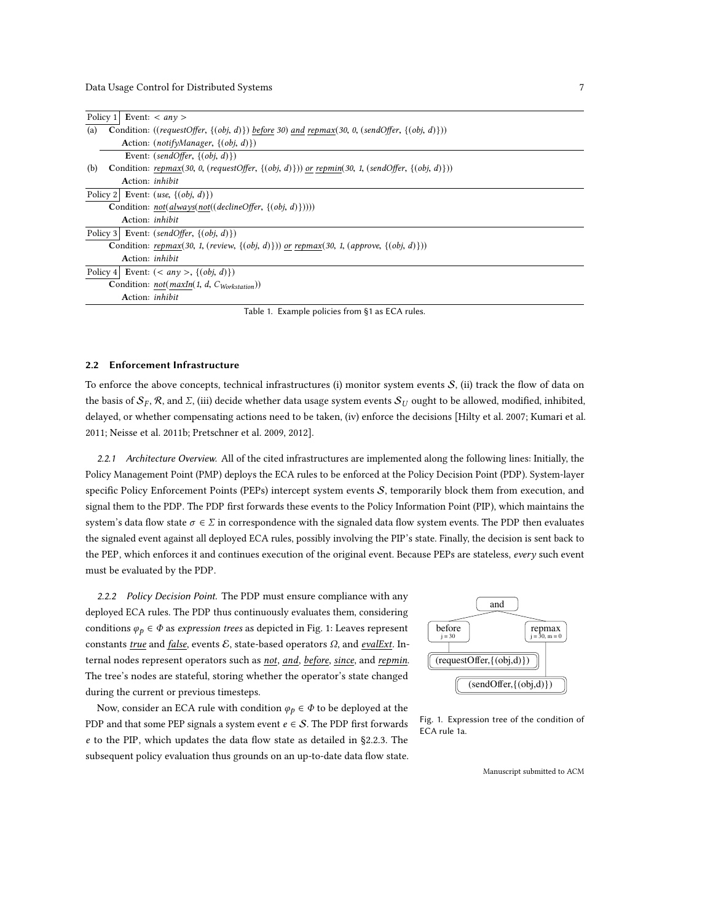| Policy | | |
|---|---|---|
| Policy 1 | | **Event**: < *any* > |
| (a) | | **Condition**: ((*requestOffer*, {(*obj*, *d*)}) <u>*before*</u> *30*) <u>*and*</u> <u>*repmax*</u>(*30*, *0*, (*sendOffer*, {(*obj*, *d*)})) |
| | | **Action**: (*notifyManager*, {(*obj*, *d*)}) |
| | | **Event**: (*sendOffer*, {(*obj*, *d*)}) |
| (b) | | **Condition**: <u>*repmax*</u>(*30*, *0*, (*requestOffer*, {(*obj*, *d*)})) <u>*or*</u> <u>*repmin*</u>(*30*, *1*, (*sendOffer*, {(*obj*, *d*)})) |
| | | **Action**: *inhibit* |
| Policy 2 | | **Event**: (*use*, {(*obj*, *d*)}) |
| | | **Condition**: <u>*not*</u>(<u>*always*</u>(<u>*not*</u>((*declineOffer*, {(*obj*, *d*)})))) |
| | | **Action**: *inhibit* |
| Policy 3 | | **Event**: (*sendOffer*, {(*obj*, *d*)}) |
| | | **Condition**: <u>*repmax*</u>(*30*, *1*, (*review*, {(*obj*, *d*)})) <u>*or*</u> <u>*repmax*</u>(*30*, *1*, (*approve*, {(*obj*, *d*)})) |
| | | **Action**: *inhibit* |
| Policy 4 | | **Event**: (< *any* >, {(*obj*, *d*)}) |
| | | **Condition**: <u>*not*</u>(<u>*maxIn*</u>(*1*, *d*, $C_{Workstation}$)) |
| | | **Action**: *inhibit* |

Table 1. Example policies from §1 as ECA rules.

### 2.2 Enforcement Infrastructure

To enforce the above concepts, technical infrastructures (i) monitor system events $\mathcal{S}$, (ii) track the flow of data on the basis of $\mathcal{S}_F$, $\mathcal{R}$, and $\Sigma$, (iii) decide whether data usage system events $\mathcal{S}_U$ ought to be allowed, modified, inhibited, delayed, or whether compensating actions need to be taken, (iv) enforce the decisions [Hilty et al. 2007; Kumari et al. 2011; Neisse et al. 2011b; Pretschner et al. 2009, 2012].

*2.2.1 Architecture Overview.* All of the cited infrastructures are implemented along the following lines: Initially, the Policy Management Point (PMP) deploys the ECA rules to be enforced at the Policy Decision Point (PDP). System-layer specific Policy Enforcement Points (PEPs) intercept system events $\mathcal{S}$, temporarily block them from execution, and signal them to the PDP. The PDP first forwards these events to the Policy Information Point (PIP), which maintains the system's data flow state $\sigma \in \Sigma$ in correspondence with the signaled data flow system events. The PDP then evaluates the signaled event against all deployed ECA rules, possibly involving the PIP's state. Finally, the decision is sent back to the PEP, which enforces it and continues execution of the original event. Because PEPs are stateless, *every* such event must be evaluated by the PDP.

*2.2.2 Policy Decision Point.* The PDP must ensure compliance with any deployed ECA rules. The PDP thus continuously evaluates them, considering conditions $\varphi_p \in \Phi$ as *expression trees* as depicted in Fig. 1: Leaves represent constants <u>*true*</u> and <u>*false*</u>, events $\mathcal{E}$, state-based operators $\Omega$, and <u>*evalExt*</u>. Internal nodes represent operators such as <u>*not*</u>, <u>*and*</u>, <u>*before*</u>, <u>*since*</u>, and <u>*repmin*</u>. The tree's nodes are stateful, storing whether the operator's state changed during the current or previous timesteps.

```
                and
              /     \
       before          repmax
       j = 30          j = 30, m = 0
         |               |
(requestOffer,{(obj,d)}) |
                         |
              (sendOffer,{(obj,d)})
```

Fig. 1. Expression tree of the condition of ECA rule 1a.

Now, consider an ECA rule with condition $\varphi_p \in \Phi$ to be deployed at the PDP and that some PEP signals a system event $e \in \mathcal{S}$. The PDP first forwards $e$ to the PIP, which updates the data flow state as detailed in §2.2.3. The subsequent policy evaluation thus grounds on an up-to-date data flow state.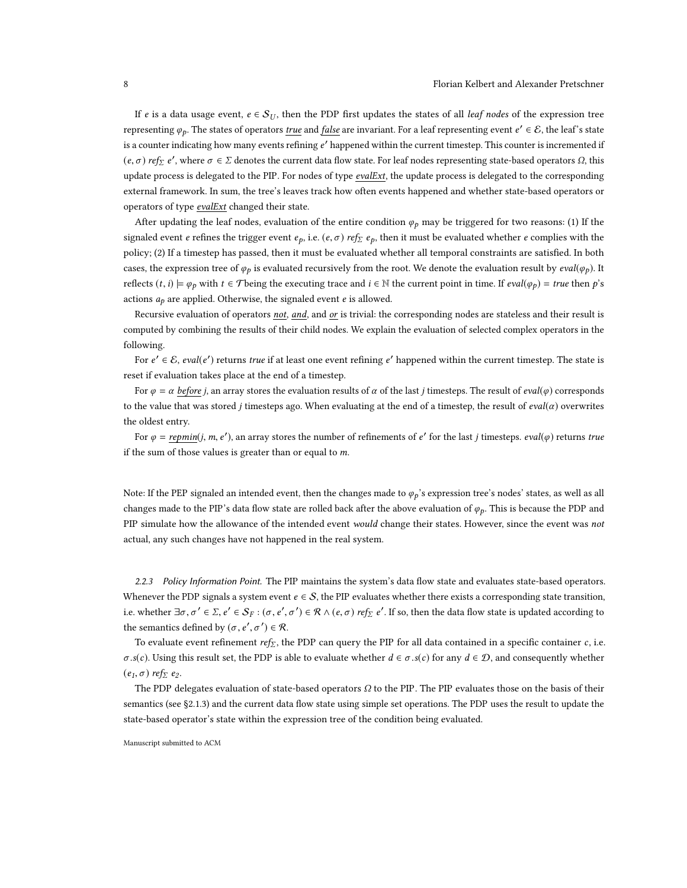If $e$ is a data usage event, $e \in \mathcal{S}_U$, then the PDP first updates the states of all *leaf nodes* of the expression tree representing $\varphi_p$. The states of operators <u>*true*</u> and <u>*false*</u> are invariant. For a leaf representing event $e' \in \mathcal{E}$, the leaf's state is a counter indicating how many events refining $e'$ happened within the current timestep. This counter is incremented if $(e, \sigma)$ $ref_\Sigma$ $e'$, where $\sigma \in \Sigma$ denotes the current data flow state. For leaf nodes representing state-based operators $\Omega$, this update process is delegated to the PIP. For nodes of type <u>*evalExt*</u>, the update process is delegated to the corresponding external framework. In sum, the tree's leaves track how often events happened and whether state-based operators or operators of type <u>*evalExt*</u> changed their state.

After updating the leaf nodes, evaluation of the entire condition $\varphi_p$ may be triggered for two reasons: (1) If the signaled event $e$ refines the trigger event $e_p$, i.e. $(e, \sigma)$ $ref_\Sigma$ $e_p$, then it must be evaluated whether $e$ complies with the policy; (2) If a timestep has passed, then it must be evaluated whether all temporal constraints are satisfied. In both cases, the expression tree of $\varphi_p$ is evaluated recursively from the root. We denote the evaluation result by $eval(\varphi_p)$. It reflects $(t, i) \models \varphi_p$ with $t \in \mathcal{T}$ being the executing trace and $i \in \mathbb{N}$ the current point in time. If $eval(\varphi_p) = true$ then $p$'s actions $a_p$ are applied. Otherwise, the signaled event $e$ is allowed.

Recursive evaluation of operators <u>*not*</u>, <u>*and*</u>, and <u>*or*</u> is trivial: the corresponding nodes are stateless and their result is computed by combining the results of their child nodes. We explain the evaluation of selected complex operators in the following.

For $e' \in \mathcal{E}$, $eval(e')$ returns *true* if at least one event refining $e'$ happened within the current timestep. The state is reset if evaluation takes place at the end of a timestep.

For $\varphi = \alpha$ <u>*before*</u> $j$, an array stores the evaluation results of $\alpha$ of the last $j$ timesteps. The result of $eval(\varphi)$ corresponds to the value that was stored $j$ timesteps ago. When evaluating at the end of a timestep, the result of $eval(\alpha)$ overwrites the oldest entry.

For $\varphi$ = <u>*repmin*</u>$(j, m, e')$, an array stores the number of refinements of $e'$ for the last $j$ timesteps. $eval(\varphi)$ returns *true* if the sum of those values is greater than or equal to $m$.

Note: If the PEP signaled an intended event, then the changes made to $\varphi_p$'s expression tree's nodes' states, as well as all changes made to the PIP's data flow state are rolled back after the above evaluation of $\varphi_p$. This is because the PDP and PIP simulate how the allowance of the intended event *would* change their states. However, since the event was *not* actual, any such changes have not happened in the real system.

#### 2.2.3 Policy Information Point.

The PIP maintains the system's data flow state and evaluates state-based operators. Whenever the PDP signals a system event $e \in \mathcal{S}$, the PIP evaluates whether there exists a corresponding state transition, i.e. whether $\exists \sigma, \sigma' \in \Sigma, e' \in \mathcal{S}_F : (\sigma, e', \sigma') \in \mathcal{R} \wedge (e, \sigma)$ $ref_\Sigma$ $e'$. If so, then the data flow state is updated according to the semantics defined by $(\sigma, e', \sigma') \in \mathcal{R}$.

To evaluate event refinement $ref_\Sigma$, the PDP can query the PIP for all data contained in a specific container $c$, i.e. $\sigma.s(c)$. Using this result set, the PDP is able to evaluate whether $d \in \sigma.s(c)$ for any $d \in \mathcal{D}$, and consequently whether $(e_1, \sigma)$ $ref_\Sigma$ $e_2$.

The PDP delegates evaluation of state-based operators $\Omega$ to the PIP. The PIP evaluates those on the basis of their semantics (see §2.1.3) and the current data flow state using simple set operations. The PDP uses the result to update the state-based operator's state within the expression tree of the condition being evaluated.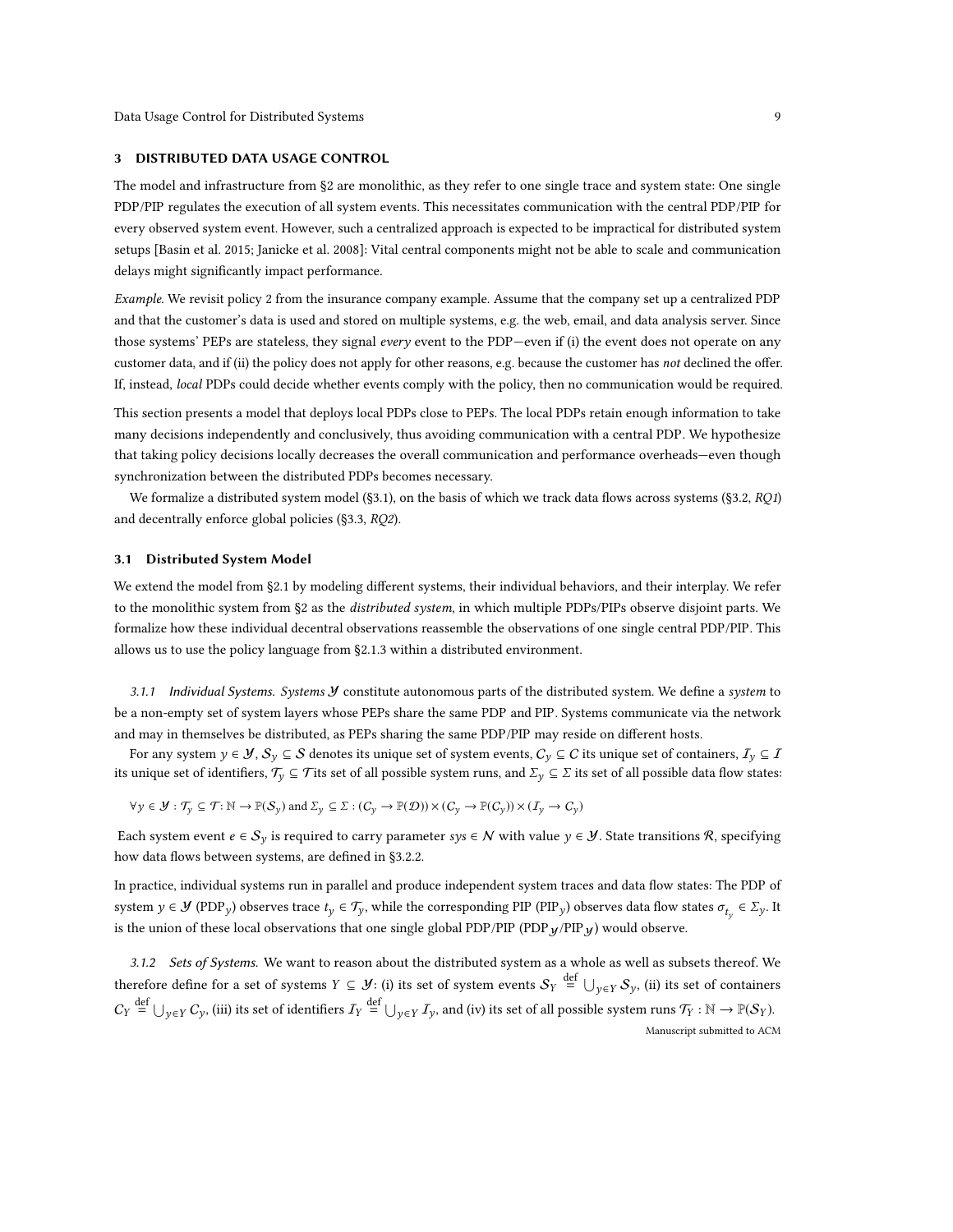## 3 DISTRIBUTED DATA USAGE CONTROL

The model and infrastructure from §2 are monolithic, as they refer to one single trace and system state: One single PDP/PIP regulates the execution of all system events. This necessitates communication with the central PDP/PIP for every observed system event. However, such a centralized approach is expected to be impractical for distributed system setups [Basin et al. 2015; Janicke et al. 2008]: Vital central components might not be able to scale and communication delays might significantly impact performance.

*Example.* We revisit policy 2 from the insurance company example. Assume that the company set up a centralized PDP and that the customer's data is used and stored on multiple systems, e.g. the web, email, and data analysis server. Since those systems' PEPs are stateless, they signal *every* event to the PDP—even if (i) the event does not operate on any customer data, and if (ii) the policy does not apply for other reasons, e.g. because the customer has *not* declined the offer. If, instead, *local* PDPs could decide whether events comply with the policy, then no communication would be required.

This section presents a model that deploys local PDPs close to PEPs. The local PDPs retain enough information to take many decisions independently and conclusively, thus avoiding communication with a central PDP. We hypothesize that taking policy decisions locally decreases the overall communication and performance overheads—even though synchronization between the distributed PDPs becomes necessary.

We formalize a distributed system model (§3.1), on the basis of which we track data flows across systems (§3.2, *RQ1*) and decentrally enforce global policies (§3.3, *RQ2*).

### 3.1 Distributed System Model

We extend the model from §2.1 by modeling different systems, their individual behaviors, and their interplay. We refer to the monolithic system from §2 as the *distributed system*, in which multiple PDPs/PIPs observe disjoint parts. We formalize how these individual decentral observations reassemble the observations of one single central PDP/PIP. This allows us to use the policy language from §2.1.3 within a distributed environment.

*3.1.1 Individual Systems.* Systems $\mathcal{Y}$ constitute autonomous parts of the distributed system. We define a *system* to be a non-empty set of system layers whose PEPs share the same PDP and PIP. Systems communicate via the network and may in themselves be distributed, as PEPs sharing the same PDP/PIP may reside on different hosts.

For any system $y \in \mathcal{Y}$, $\mathcal{S}_y \subseteq \mathcal{S}$ denotes its unique set of system events, $\mathcal{C}_y \subseteq \mathcal{C}$ its unique set of containers, $\mathcal{I}_y \subseteq \mathcal{I}$ its unique set of identifiers, $\mathcal{T}_y \subseteq \mathcal{T}$ its set of all possible system runs, and $\Sigma_y \subseteq \Sigma$ its set of all possible data flow states:

$$\forall y \in \mathcal{Y} : \mathcal{T}_y \subseteq \mathcal{T} : \mathbb{N} \to \mathbb{P}(\mathcal{S}_y) \text{ and } \Sigma_y \subseteq \Sigma : (\mathcal{C}_y \to \mathbb{P}(\mathcal{D})) \times (\mathcal{C}_y \to \mathbb{P}(\mathcal{C}_y)) \times (\mathcal{I}_y \to \mathcal{C}_y)$$

Each system event $e \in \mathcal{S}_y$ is required to carry parameter $sys \in \mathcal{N}$ with value $y \in \mathcal{Y}$. State transitions $\mathcal{R}$, specifying how data flows between systems, are defined in §3.2.2.

In practice, individual systems run in parallel and produce independent system traces and data flow states: The PDP of system $y \in \mathcal{Y}$ (PDP$_y$) observes trace $t_y \in \mathcal{T}_y$, while the corresponding PIP (PIP$_y$) observes data flow states $\sigma_{t_y} \in \Sigma_y$. It is the union of these local observations that one single global PDP/PIP (PDP$_\mathcal{Y}$/PIP$_\mathcal{Y}$) would observe.

*3.1.2 Sets of Systems.* We want to reason about the distributed system as a whole as well as subsets thereof. We therefore define for a set of systems $Y \subseteq \mathcal{Y}$: (i) its set of system events $\mathcal{S}_Y \overset{\text{def}}{=} \bigcup_{y \in Y} \mathcal{S}_y$, (ii) its set of containers $\mathcal{C}_Y \overset{\text{def}}{=} \bigcup_{y \in Y} \mathcal{C}_y$, (iii) its set of identifiers $\mathcal{I}_Y \overset{\text{def}}{=} \bigcup_{y \in Y} \mathcal{I}_y$, and (iv) its set of all possible system runs $\mathcal{T}_Y : \mathbb{N} \to \mathbb{P}(\mathcal{S}_Y)$.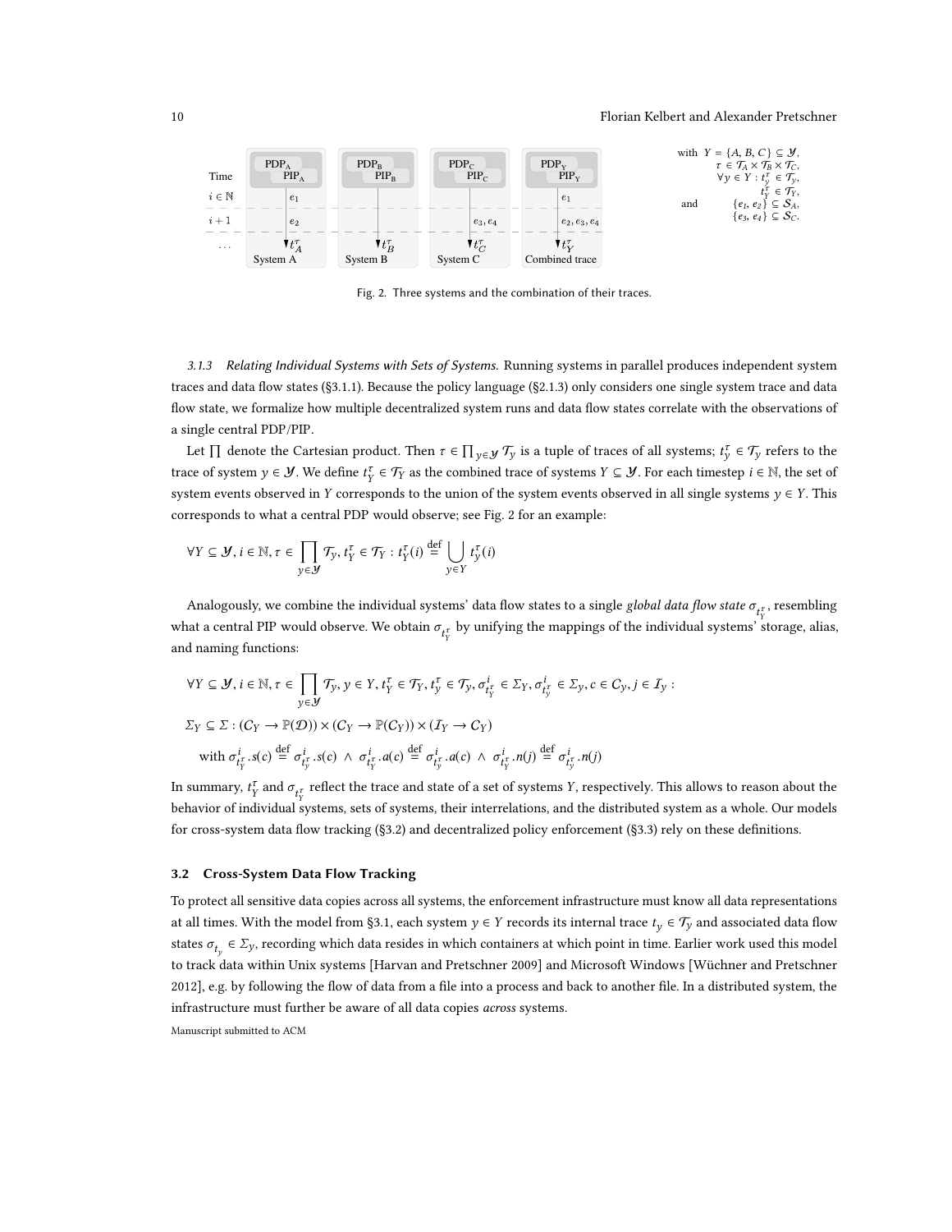Fig. 2. Three systems and the combination of their traces.

#### 3.1.3 Relating Individual Systems with Sets of Systems.

Running systems in parallel produces independent system traces and data flow states (§3.1.1). Because the policy language (§2.1.3) only considers one single system trace and data flow state, we formalize how multiple decentralized system runs and data flow states correlate with the observations of a single central PDP/PIP.

Let $\prod$ denote the Cartesian product. Then $\tau \in \prod_{y \in \mathcal{Y}} \mathcal{T}_y$ is a tuple of traces of all systems; $t_y^\tau \in \mathcal{T}_y$ refers to the trace of system $y \in \mathcal{Y}$. We define $t_Y^\tau \in \mathcal{T}_Y$ as the combined trace of systems $Y \subseteq \mathcal{Y}$. For each timestep $i \in \mathbb{N}$, the set of system events observed in $Y$ corresponds to the union of the system events observed in all single systems $y \in Y$. This corresponds to what a central PDP would observe; see Fig. 2 for an example:

$$\forall Y \subseteq \mathcal{Y}, i \in \mathbb{N}, \tau \in \prod_{y \in \mathcal{Y}} \mathcal{T}_y, t_Y^\tau \in \mathcal{T}_Y : t_Y^\tau(i) \stackrel{\text{def}}{=} \bigcup_{y \in Y} t_y^\tau(i)$$

Analogously, we combine the individual systems' data flow states to a single *global data flow state* $\sigma_{t_Y^\tau}$, resembling what a central PIP would observe. We obtain $\sigma_{t_Y^\tau}$ by unifying the mappings of the individual systems' storage, alias, and naming functions:

$$\forall Y \subseteq \mathcal{Y}, i \in \mathbb{N}, \tau \in \prod_{y \in \mathcal{Y}} \mathcal{T}_y, y \in Y, t_Y^\tau \in \mathcal{T}_Y, t_y^\tau \in \mathcal{T}_y, \sigma_{t_Y^\tau}^i \in \Sigma_Y, \sigma_{t_y^\tau}^i \in \Sigma_y, c \in C_y, j \in \mathcal{I}_y :$$

$$\Sigma_Y \subseteq \Sigma : (C_Y \to \mathbb{P}(\mathcal{D})) \times (C_Y \to \mathbb{P}(C_Y)) \times (\mathcal{I}_Y \to C_Y)$$

$$\text{with } \sigma_{t_Y^\tau}^i.s(c) \stackrel{\text{def}}{=} \sigma_{t_y^\tau}^i.s(c) \;\wedge\; \sigma_{t_Y^\tau}^i.a(c) \stackrel{\text{def}}{=} \sigma_{t_y^\tau}^i.a(c) \;\wedge\; \sigma_{t_Y^\tau}^i.n(j) \stackrel{\text{def}}{=} \sigma_{t_y^\tau}^i.n(j)$$

In summary, $t_Y^\tau$ and $\sigma_{t_Y^\tau}$ reflect the trace and state of a set of systems $Y$, respectively. This allows to reason about the behavior of individual systems, sets of systems, their interrelations, and the distributed system as a whole. Our models for cross-system data flow tracking (§3.2) and decentralized policy enforcement (§3.3) rely on these definitions.

### 3.2 Cross-System Data Flow Tracking

To protect all sensitive data copies across all systems, the enforcement infrastructure must know all data representations at all times. With the model from §3.1, each system $y \in Y$ records its internal trace $t_y \in \mathcal{T}_y$ and associated data flow states $\sigma_{t_y} \in \Sigma_y$, recording which data resides in which containers at which point in time. Earlier work used this model to track data within Unix systems [Harvan and Pretschner 2009] and Microsoft Windows [Wüchner and Pretschner 2012], e.g. by following the flow of data from a file into a process and back to another file. In a distributed system, the infrastructure must further be aware of all data copies *across* systems.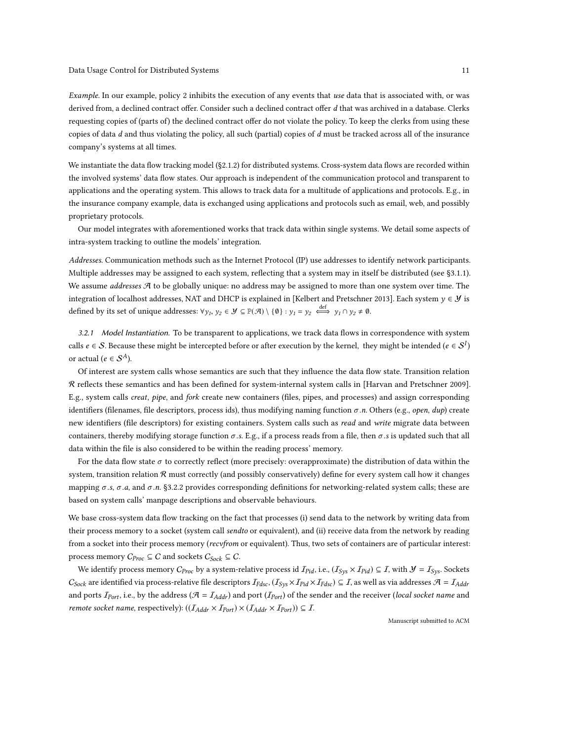*Example.* In our example, policy 2 inhibits the execution of any events that *use* data that is associated with, or was derived from, a declined contract offer. Consider such a declined contract offer $d$ that was archived in a database. Clerks requesting copies of (parts of) the declined contract offer do not violate the policy. To keep the clerks from using these copies of data $d$ and thus violating the policy, all such (partial) copies of $d$ must be tracked across all of the insurance company's systems at all times.

We instantiate the data flow tracking model (§2.1.2) for distributed systems. Cross-system data flows are recorded within the involved systems' data flow states. Our approach is independent of the communication protocol and transparent to applications and the operating system. This allows to track data for a multitude of applications and protocols. E.g., in the insurance company example, data is exchanged using applications and protocols such as email, web, and possibly proprietary protocols.

Our model integrates with aforementioned works that track data within single systems. We detail some aspects of intra-system tracking to outline the models' integration.

*Addresses.* Communication methods such as the Internet Protocol (IP) use addresses to identify network participants. Multiple addresses may be assigned to each system, reflecting that a system may in itself be distributed (see §3.1.1). We assume *addresses* $\mathcal{A}$ to be globally unique: no address may be assigned to more than one system over time. The integration of localhost addresses, NAT and DHCP is explained in [Kelbert and Pretschner 2013]. Each system $y \in \mathcal{Y}$ is defined by its set of unique addresses: $\forall y_1, y_2 \in \mathcal{Y} \subseteq \mathbb{P}(\mathcal{A}) \setminus \{\emptyset\} : y_1 = y_2 \overset{\text{def}}{\iff} y_1 \cap y_2 \neq \emptyset$.

### 3.2.1 Model Instantiation.

To be transparent to applications, we track data flows in correspondence with system calls $e \in \mathcal{S}$. Because these might be intercepted before or after execution by the kernel, they might be intended ($e \in \mathcal{S}^I$) or actual ($e \in \mathcal{S}^A$).

Of interest are system calls whose semantics are such that they influence the data flow state. Transition relation $\mathcal{R}$ reflects these semantics and has been defined for system-internal system calls in [Harvan and Pretschner 2009]. E.g., system calls *creat*, *pipe*, and *fork* create new containers (files, pipes, and processes) and assign corresponding identifiers (filenames, file descriptors, process ids), thus modifying naming function $\sigma.n$. Others (e.g., *open*, *dup*) create new identifiers (file descriptors) for existing containers. System calls such as *read* and *write* migrate data between containers, thereby modifying storage function $\sigma.s$. E.g., if a process reads from a file, then $\sigma.s$ is updated such that all data within the file is also considered to be within the reading process' memory.

For the data flow state $\sigma$ to correctly reflect (more precisely: overapproximate) the distribution of data within the system, transition relation $\mathcal{R}$ must correctly (and possibly conservatively) define for every system call how it changes mapping $\sigma.s$, $\sigma.a$, and $\sigma.n$. §3.2.2 provides corresponding definitions for networking-related system calls; these are based on system calls' manpage descriptions and observable behaviours.

We base cross-system data flow tracking on the fact that processes (i) send data to the network by writing data from their process memory to a socket (system call *sendto* or equivalent), and (ii) receive data from the network by reading from a socket into their process memory (*recvfrom* or equivalent). Thus, two sets of containers are of particular interest: process memory $C_{Proc} \subseteq C$ and sockets $C_{Sock} \subseteq C$.

We identify process memory $C_{Proc}$ by a system-relative process id $\mathcal{I}_{Pid}$, i.e., $(\mathcal{I}_{Sys} \times \mathcal{I}_{Pid}) \subseteq \mathcal{I}$, with $\mathcal{Y} = \mathcal{I}_{Sys}$. Sockets $C_{Sock}$ are identified via process-relative file descriptors $\mathcal{I}_{Fdsc}$, $(\mathcal{I}_{Sys} \times \mathcal{I}_{Pid} \times \mathcal{I}_{Fdsc}) \subseteq \mathcal{I}$, as well as via addresses $\mathcal{A} = \mathcal{I}_{Addr}$ and ports $\mathcal{I}_{Port}$, i.e., by the address ($\mathcal{A} = \mathcal{I}_{Addr}$) and port ($\mathcal{I}_{Port}$) of the sender and the receiver (*local socket name* and *remote socket name*, respectively): $((\mathcal{I}_{Addr} \times \mathcal{I}_{Port}) \times (\mathcal{I}_{Addr} \times \mathcal{I}_{Port})) \subseteq \mathcal{I}$.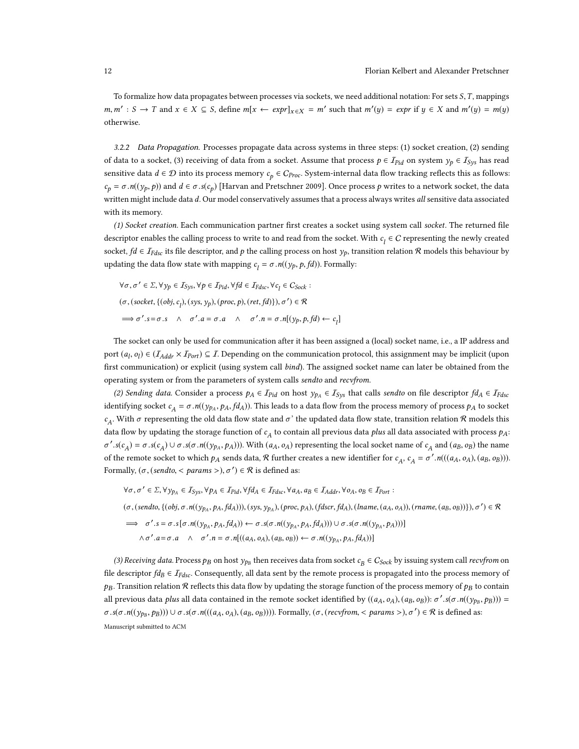To formalize how data propagates between processes via sockets, we need additional notation: For sets $S, T$, mappings $m, m' : S \rightarrow T$ and $x \in X \subseteq S$, define $m[x \leftarrow expr]_{x \in X} = m'$ such that $m'(y) = expr$ if $y \in X$ and $m'(y) = m(y)$ otherwise.

#### 3.2.2 Data Propagation.

Processes propagate data across systems in three steps: (1) socket creation, (2) sending of data to a socket, (3) receiving of data from a socket. Assume that process $p \in \mathcal{I}_{Pid}$ on system $y_p \in \mathcal{I}_{Sys}$ has read sensitive data $d \in \mathcal{D}$ into its process memory $c_p \in C_{Proc}$. System-internal data flow tracking reflects this as follows: $c_p = \sigma.n((y_p, p))$ and $d \in \sigma.s(c_p)$ [Harvan and Pretschner 2009]. Once process $p$ writes to a network socket, the data written might include data $d$. Our model conservatively assumes that a process always writes *all* sensitive data associated with its memory.

*(1) Socket creation.* Each communication partner first creates a socket using system call *socket*. The returned file descriptor enables the calling process to write to and read from the socket. With $c_l \in C$ representing the newly created socket, $fd \in \mathcal{I}_{Fdsc}$ its file descriptor, and $p$ the calling process on host $y_p$, transition relation $\mathcal{R}$ models this behaviour by updating the data flow state with mapping $c_l = \sigma.n((y_p, p, fd))$. Formally:

$$
\begin{aligned}
&\forall \sigma, \sigma' \in \Sigma, \forall y_p \in \mathcal{I}_{Sys}, \forall p \in \mathcal{I}_{Pid}, \forall fd \in \mathcal{I}_{Fdsc}, \forall c_l \in C_{Sock} : \\
&(\sigma, (socket, \{(obj, c_l), (sys, y_p), (proc, p), (ret, fd)\}), \sigma') \in \mathcal{R} \\
&\implies \sigma'.s = \sigma.s \quad \wedge \quad \sigma'.a = \sigma.a \quad \wedge \quad \sigma'.n = \sigma.n[(y_p, p, fd) \leftarrow c_l]
\end{aligned}
$$

The socket can only be used for communication after it has been assigned a (local) socket name, i.e., a IP address and port $(a_l, o_l) \in (\mathcal{I}_{Addr} \times \mathcal{I}_{Port}) \subseteq \mathcal{I}$. Depending on the communication protocol, this assignment may be implicit (upon first communication) or explicit (using system call *bind*). The assigned socket name can later be obtained from the operating system or from the parameters of system calls *sendto* and *recvfrom*.

*(2) Sending data.* Consider a process $p_A \in \mathcal{I}_{Pid}$ on host $y_{p_A} \in \mathcal{I}_{Sys}$ that calls *sendto* on file descriptor $fd_A \in \mathcal{I}_{Fdsc}$ identifying socket $c_A = \sigma.n((y_{p_A}, p_A, fd_A))$. This leads to a data flow from the process memory of process $p_A$ to socket $c_A$. With $\sigma$ representing the old data flow state and $\sigma$' the updated data flow state, transition relation $\mathcal{R}$ models this data flow by updating the storage function of $c_A$ to contain all previous data *plus* all data associated with process $p_A$: $\sigma'.s(c_A) = \sigma.s(c_A) \cup \sigma.s(\sigma.n((y_{p_A}, p_A)))$. With $(a_A, o_A)$ representing the local socket name of $c_A$ and $(a_B, o_B)$ the name of the remote socket to which $p_A$ sends data, $\mathcal{R}$ further creates a new identifier for $c_A$, $c_A = \sigma'.n(((a_A, o_A), (a_B, o_B)))$. Formally, $(\sigma, (sendto, < params >), \sigma') \in \mathcal{R}$ is defined as:

$$
\begin{aligned}
&\forall \sigma, \sigma' \in \Sigma, \forall y_{p_A} \in \mathcal{I}_{Sys}, \forall p_A \in \mathcal{I}_{Pid}, \forall fd_A \in \mathcal{I}_{Fdsc}, \forall a_A, a_B \in \mathcal{I}_{Addr}, \forall o_A, o_B \in \mathcal{I}_{Port} : \\
&(\sigma, (sendto, \{(obj, \sigma.n((y_{p_A}, p_A, fd_A))), (sys, y_{p_A}), (proc, p_A), (fdscr, fd_A), (lname, (a_A, o_A)), (rname, (a_B, o_B))\}), \sigma') \in \mathcal{R} \\
&\implies \quad \sigma'.s = \sigma.s[\sigma.n((y_{p_A}, p_A, fd_A)) \leftarrow \sigma.s(\sigma.n((y_{p_A}, p_A, fd_A))) \cup \sigma.s(\sigma.n((y_{p_A}, p_A)))] \\
&\qquad \wedge \sigma'.a = \sigma.a \quad \wedge \quad \sigma'.n = \sigma.n[((a_A, o_A), (a_B, o_B)) \leftarrow \sigma.n((y_{p_A}, p_A, fd_A))]
\end{aligned}
$$

*(3) Receiving data.* Process $p_B$ on host $y_{p_B}$ then receives data from socket $c_B \in C_{Sock}$ by issuing system call *recvfrom* on file descriptor $fd_B \in \mathcal{I}_{Fdsc}$. Consequently, all data sent by the remote process is propagated into the process memory of $p_B$. Transition relation $\mathcal{R}$ reflects this data flow by updating the storage function of the process memory of $p_B$ to contain all previous data *plus* all data contained in the remote socket identified by $((a_A, o_A), (a_B, o_B))$: $\sigma'.s(\sigma.n((y_{p_B}, p_B))) = \sigma.s(\sigma.n((y_{p_B}, p_B))) \cup \sigma.s(\sigma.n(((a_A, o_A), (a_B, o_B))))$. Formally, $(\sigma, (recvfrom, < params >), \sigma') \in \mathcal{R}$ is defined as: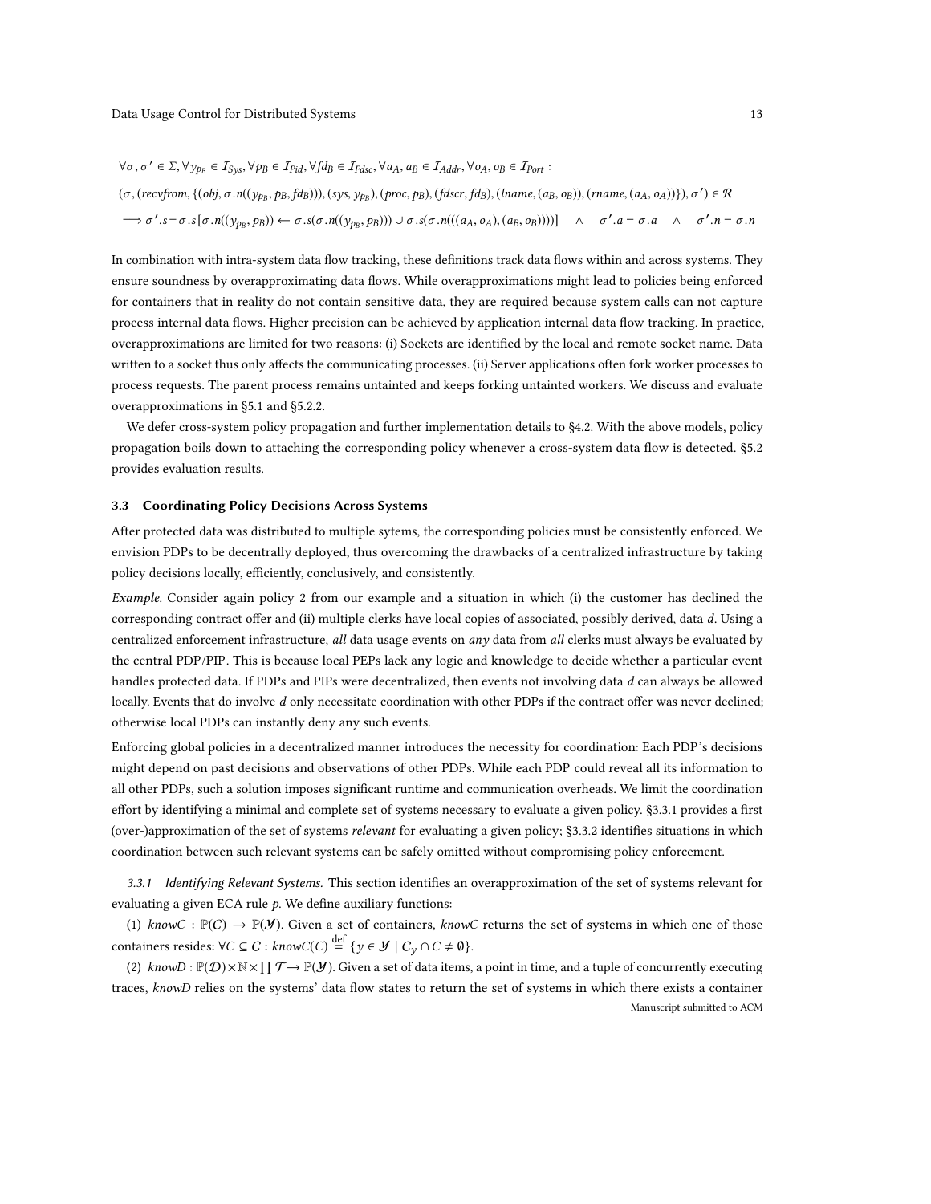$$\forall \sigma, \sigma' \in \Sigma, \forall y_{p_B} \in \mathcal{I}_{Sys}, \forall p_B \in \mathcal{I}_{Pid}, \forall fd_B \in \mathcal{I}_{Fdsc}, \forall a_A, a_B \in \mathcal{I}_{Addr}, \forall o_A, o_B \in \mathcal{I}_{Port} :$$

$$(\sigma, (recvfrom, \{(obj, \sigma.n((y_{p_B}, p_B, fd_B))), (sys, y_{p_B}), (proc, p_B), (fdscr, fd_B), (lname, (a_B, o_B)), (rname, (a_A, o_A))\}), \sigma') \in \mathcal{R}$$

$$\implies \sigma'.s = \sigma.s[\sigma.n((y_{p_B}, p_B)) \leftarrow \sigma.s(\sigma.n((y_{p_B}, p_B))) \cup \sigma.s(\sigma.n(((a_A, o_A), (a_B, o_B))))] \quad \wedge \quad \sigma'.a = \sigma.a \quad \wedge \quad \sigma'.n = \sigma.n$$

In combination with intra-system data flow tracking, these definitions track data flows within and across systems. They ensure soundness by overapproximating data flows. While overapproximations might lead to policies being enforced for containers that in reality do not contain sensitive data, they are required because system calls can not capture process internal data flows. Higher precision can be achieved by application internal data flow tracking. In practice, overapproximations are limited for two reasons: (i) Sockets are identified by the local and remote socket name. Data written to a socket thus only affects the communicating processes. (ii) Server applications often fork worker processes to process requests. The parent process remains untainted and keeps forking untainted workers. We discuss and evaluate overapproximations in §5.1 and §5.2.2.

We defer cross-system policy propagation and further implementation details to §4.2. With the above models, policy propagation boils down to attaching the corresponding policy whenever a cross-system data flow is detected. §5.2 provides evaluation results.

### 3.3 Coordinating Policy Decisions Across Systems

After protected data was distributed to multiple sytems, the corresponding policies must be consistently enforced. We envision PDPs to be decentrally deployed, thus overcoming the drawbacks of a centralized infrastructure by taking policy decisions locally, efficiently, conclusively, and consistently.

*Example.* Consider again policy 2 from our example and a situation in which (i) the customer has declined the corresponding contract offer and (ii) multiple clerks have local copies of associated, possibly derived, data $d$. Using a centralized enforcement infrastructure, *all* data usage events on *any* data from *all* clerks must always be evaluated by the central PDP/PIP. This is because local PEPs lack any logic and knowledge to decide whether a particular event handles protected data. If PDPs and PIPs were decentralized, then events not involving data $d$ can always be allowed locally. Events that do involve $d$ only necessitate coordination with other PDPs if the contract offer was never declined; otherwise local PDPs can instantly deny any such events.

Enforcing global policies in a decentralized manner introduces the necessity for coordination: Each PDP's decisions might depend on past decisions and observations of other PDPs. While each PDP could reveal all its information to all other PDPs, such a solution imposes significant runtime and communication overheads. We limit the coordination effort by identifying a minimal and complete set of systems necessary to evaluate a given policy. §3.3.1 provides a first (over-)approximation of the set of systems *relevant* for evaluating a given policy; §3.3.2 identifies situations in which coordination between such relevant systems can be safely omitted without compromising policy enforcement.

#### 3.3.1 Identifying Relevant Systems.

This section identifies an overapproximation of the set of systems relevant for evaluating a given ECA rule $p$. We define auxiliary functions:

(1) *knowC* : $\mathbb{P}(C) \rightarrow \mathbb{P}(\mathcal{Y})$. Given a set of containers, *knowC* returns the set of systems in which one of those containers resides: $\forall C \subseteq \mathcal{C} : knowC(C) \stackrel{\text{def}}{=} \{y \in \mathcal{Y} \mid C_y \cap C \neq \emptyset\}$.

(2) *knowD* : $\mathbb{P}(\mathcal{D}) \times \mathbb{N} \times \prod \mathcal{T} \rightarrow \mathbb{P}(\mathcal{Y})$. Given a set of data items, a point in time, and a tuple of concurrently executing traces, *knowD* relies on the systems' data flow states to return the set of systems in which there exists a container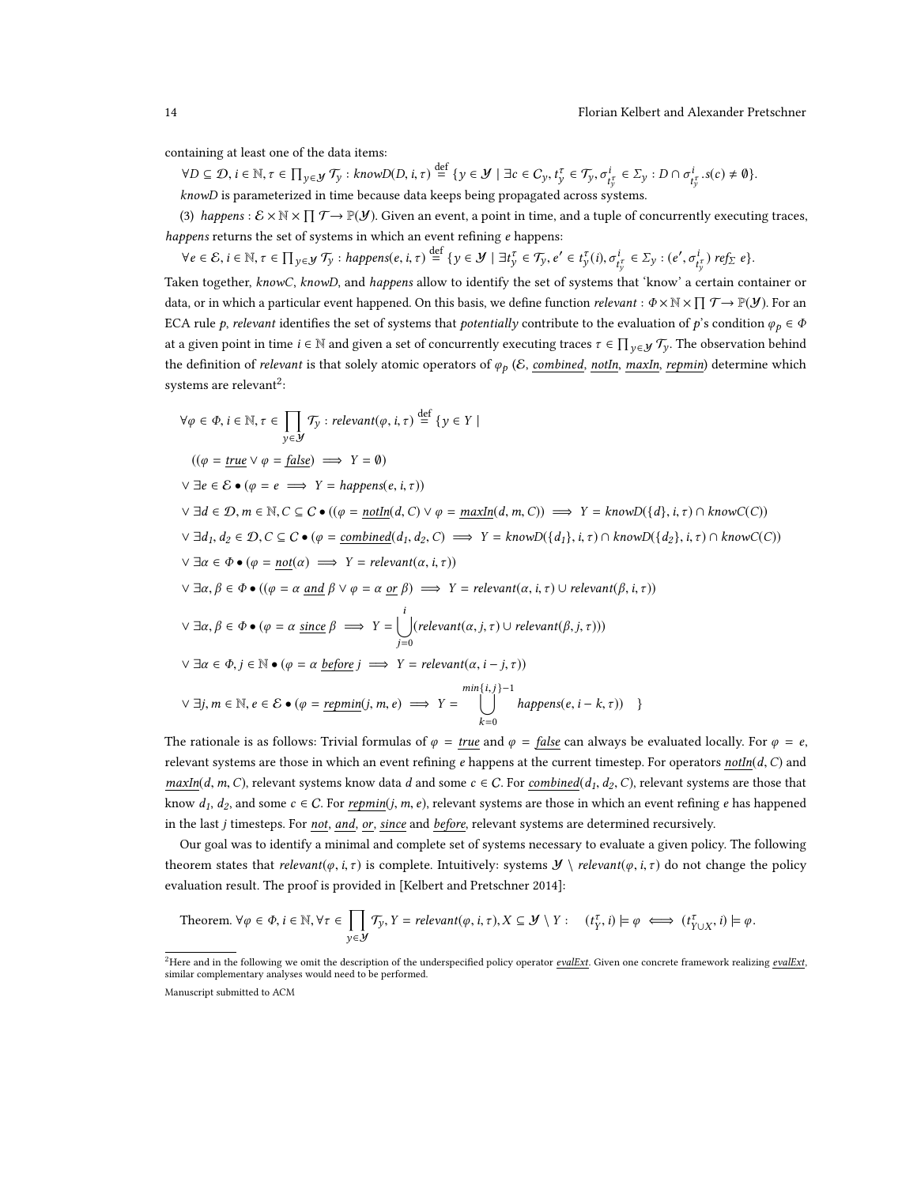containing at least one of the data items:

$\forall D \subseteq \mathcal{D}, i \in \mathbb{N}, \tau \in \prod_{y \in \mathcal{Y}} \mathcal{T}_y : knowD(D, i, \tau) \stackrel{\text{def}}{=} \{y \in \mathcal{Y} \mid \exists c \in C_y, t_y^\tau \in \mathcal{T}_y, \sigma_{t_y^\tau}^i \in \Sigma_y : D \cap \sigma_{t_y^\tau}^i.s(c) \neq \emptyset\}$.

*knowD* is parameterized in time because data keeps being propagated across systems.

(3) *happens* : $\mathcal{E} \times \mathbb{N} \times \prod \mathcal{T} \to \mathbb{P}(\mathcal{Y})$. Given an event, a point in time, and a tuple of concurrently executing traces, *happens* returns the set of systems in which an event refining $e$ happens:

$\forall e \in \mathcal{E}, i \in \mathbb{N}, \tau \in \prod_{y \in \mathcal{Y}} \mathcal{T}_y : happens(e, i, \tau) \stackrel{\text{def}}{=} \{y \in \mathcal{Y} \mid \exists t_y^\tau \in \mathcal{T}_y, e' \in t_y^\tau(i), \sigma_{t_y^\tau}^i \in \Sigma_y : (e', \sigma_{t_y^\tau}^i) \; ref_\Sigma \; e\}$.

Taken together, *knowC*, *knowD*, and *happens* allow to identify the set of systems that 'know' a certain container or data, or in which a particular event happened. On this basis, we define function *relevant* : $\Phi \times \mathbb{N} \times \prod \mathcal{T} \to \mathbb{P}(\mathcal{Y})$. For an ECA rule $p$, *relevant* identifies the set of systems that *potentially* contribute to the evaluation of $p$'s condition $\varphi_p \in \Phi$ at a given point in time $i \in \mathbb{N}$ and given a set of concurrently executing traces $\tau \in \prod_{y \in \mathcal{Y}} \mathcal{T}_y$. The observation behind the definition of *relevant* is that solely atomic operators of $\varphi_p$ ($\mathcal{E}$, combined, notIn, maxIn, repmin) determine which systems are relevant[2]:

$$
\begin{aligned}
&\forall \varphi \in \Phi, i \in \mathbb{N}, \tau \in \prod_{y \in \mathcal{Y}} \mathcal{T}_y : relevant(\varphi, i, \tau) \stackrel{\text{def}}{=} \{y \in Y \mid \\
&\quad ((\varphi = \underline{true} \vee \varphi = \underline{false}) \implies Y = \emptyset) \\
&\vee \exists e \in \mathcal{E} \bullet (\varphi = e \implies Y = happens(e, i, \tau)) \\
&\vee \exists d \in \mathcal{D}, m \in \mathbb{N}, C \subseteq C \bullet ((\varphi = \underline{notIn}(d, C) \vee \varphi = \underline{maxIn}(d, m, C)) \implies Y = knowD(\{d\}, i, \tau) \cap knowC(C)) \\
&\vee \exists d_1, d_2 \in \mathcal{D}, C \subseteq C \bullet (\varphi = \underline{combined}(d_1, d_2, C) \implies Y = knowD(\{d_1\}, i, \tau) \cap knowD(\{d_2\}, i, \tau) \cap knowC(C)) \\
&\vee \exists \alpha \in \Phi \bullet (\varphi = \underline{not}(\alpha) \implies Y = relevant(\alpha, i, \tau)) \\
&\vee \exists \alpha, \beta \in \Phi \bullet ((\varphi = \alpha \; \underline{and} \; \beta \vee \varphi = \alpha \; \underline{or} \; \beta) \implies Y = relevant(\alpha, i, \tau) \cup relevant(\beta, i, \tau)) \\
&\vee \exists \alpha, \beta \in \Phi \bullet (\varphi = \alpha \; \underline{since} \; \beta \implies Y = \bigcup_{j=0}^{i} (relevant(\alpha, j, \tau) \cup relevant(\beta, j, \tau))) \\
&\vee \exists \alpha \in \Phi, j \in \mathbb{N} \bullet (\varphi = \alpha \; \underline{before} \; j \implies Y = relevant(\alpha, i - j, \tau)) \\
&\vee \exists j, m \in \mathbb{N}, e \in \mathcal{E} \bullet (\varphi = \underline{repmin}(j, m, e) \implies Y = \bigcup_{k=0}^{min\{i,j\}-1} happens(e, i - k, \tau)) \quad \}
\end{aligned}
$$

The rationale is as follows: Trivial formulas of $\varphi = \underline{true}$ and $\varphi = \underline{false}$ can always be evaluated locally. For $\varphi = e$, relevant systems are those in which an event refining $e$ happens at the current timestep. For operators $\underline{notIn}(d, C)$ and $\underline{maxIn}(d, m, C)$, relevant systems know data $d$ and some $c \in C$. For $\underline{combined}(d_1, d_2, C)$, relevant systems are those that know $d_1$, $d_2$, and some $c \in C$. For $\underline{repmin}(j, m, e)$, relevant systems are those in which an event refining $e$ has happened in the last $j$ timesteps. For not, and, or, since and before, relevant systems are determined recursively.

Our goal was to identify a minimal and complete set of systems necessary to evaluate a given policy. The following theorem states that $relevant(\varphi, i, \tau)$ is complete. Intuitively: systems $\mathcal{Y} \setminus relevant(\varphi, i, \tau)$ do not change the policy evaluation result. The proof is provided in [Kelbert and Pretschner 2014]:

Theorem. $\forall \varphi \in \Phi, i \in \mathbb{N}, \forall \tau \in \prod_{y \in \mathcal{Y}} \mathcal{T}_y, Y = relevant(\varphi, i, \tau), X \subseteq \mathcal{Y} \setminus Y : \quad (t_Y^\tau, i) \models \varphi \iff (t_{Y \cup X}^\tau, i) \models \varphi$.

[2] Here and in the following we omit the description of the underspecified policy operator evalExt. Given one concrete framework realizing evalExt, similar complementary analyses would need to be performed.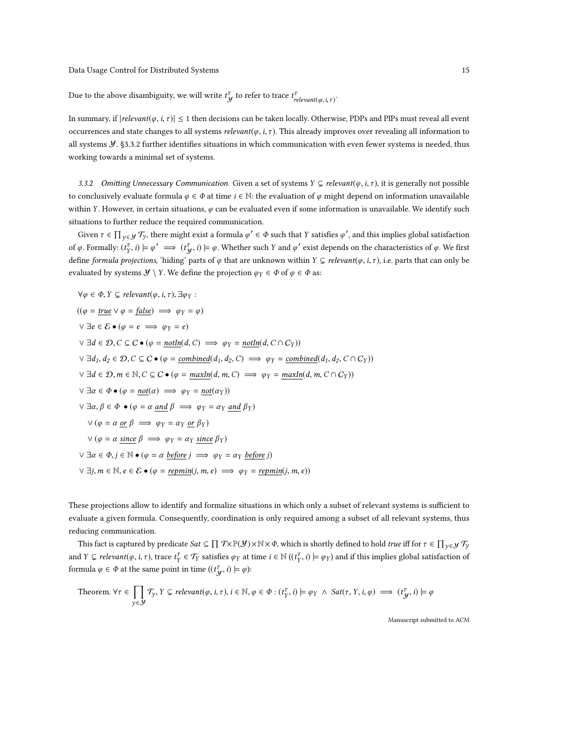Due to the above disambiguity, we will write $t^{\tau}_{\mathcal{Y}}$ to refer to trace $t^{\tau}_{relevant(\varphi,i,\tau)}$.

In summary, if $|relevant(\varphi, i, \tau)| \leq 1$ then decisions can be taken locally. Otherwise, PDPs and PIPs must reveal all event occurrences and state changes to all systems $relevant(\varphi, i, \tau)$. This already improves over revealing all information to all systems $\mathcal{Y}$. §3.3.2 further identifies situations in which communication with even fewer systems is needed, thus working towards a minimal set of systems.

*3.3.2 Omitting Unnecessary Communication.* Given a set of systems $Y \subsetneq relevant(\varphi, i, \tau)$, it is generally not possible to conclusively evaluate formula $\varphi \in \Phi$ at time $i \in \mathbb{N}$: the evaluation of $\varphi$ might depend on information unavailable within $Y$. However, in certain situations, $\varphi$ can be evaluated even if some information is unavailable. We identify such situations to further reduce the required communication.

Given $\tau \in \prod_{y \in \mathcal{Y}} \mathcal{T}_y$, there might exist a formula $\varphi' \in \Phi$ such that $Y$ satisfies $\varphi'$, and this implies global satisfaction of $\varphi$. Formally: $(t^{\tau}_Y, i) \models \varphi' \implies (t^{\tau}_{\mathcal{Y}}, i) \models \varphi$. Whether such $Y$ and $\varphi'$ exist depends on the characteristics of $\varphi$. We first define *formula projections*, 'hiding' parts of $\varphi$ that are unknown within $Y \subsetneq relevant(\varphi, i, \tau)$, i.e. parts that can only be evaluated by systems $\mathcal{Y} \setminus Y$. We define the projection $\varphi_Y \in \Phi$ of $\varphi \in \Phi$ as:

$$
\begin{aligned}
&\forall \varphi \in \Phi, Y \subsetneq relevant(\varphi, i, \tau), \exists \varphi_Y : \\
&((\varphi = \underline{true} \lor \varphi = \underline{false}) \implies \varphi_Y = \varphi) \\
&\lor \exists e \in \mathcal{E} \bullet (\varphi = e \implies \varphi_Y = e) \\
&\lor \exists d \in \mathcal{D}, C \subseteq \mathcal{C} \bullet (\varphi = \underline{notIn}(d, C) \implies \varphi_Y = \underline{notIn}(d, C \cap \mathcal{C}_Y)) \\
&\lor \exists d_1, d_2 \in \mathcal{D}, C \subseteq \mathcal{C} \bullet (\varphi = \underline{combined}(d_1, d_2, C) \implies \varphi_Y = \underline{combined}(d_1, d_2, C \cap \mathcal{C}_Y)) \\
&\lor \exists d \in \mathcal{D}, m \in \mathbb{N}, C \subseteq \mathcal{C} \bullet (\varphi = \underline{maxIn}(d, m, C) \implies \varphi_Y = \underline{maxIn}(d, m, C \cap \mathcal{C}_Y)) \\
&\lor \exists \alpha \in \Phi \bullet (\varphi = \underline{not}(\alpha) \implies \varphi_Y = \underline{not}(\alpha_Y)) \\
&\lor \exists \alpha, \beta \in \Phi \bullet (\varphi = \alpha \ \underline{and}\ \beta \implies \varphi_Y = \alpha_Y \ \underline{and}\ \beta_Y) \\
&\quad \lor (\varphi = \alpha \ \underline{or}\ \beta \implies \varphi_Y = \alpha_Y \ \underline{or}\ \beta_Y) \\
&\quad \lor (\varphi = \alpha \ \underline{since}\ \beta \implies \varphi_Y = \alpha_Y \ \underline{since}\ \beta_Y) \\
&\lor \exists \alpha \in \Phi, j \in \mathbb{N} \bullet (\varphi = \alpha \ \underline{before}\ j \implies \varphi_Y = \alpha_Y \ \underline{before}\ j) \\
&\lor \exists j, m \in \mathbb{N}, e \in \mathcal{E} \bullet (\varphi = \underline{repmin}(j, m, e) \implies \varphi_Y = \underline{repmin}(j, m, e))
\end{aligned}
$$

These projections allow to identify and formalize situations in which only a subset of relevant systems is sufficient to evaluate a given formula. Consequently, coordination is only required among a subset of all relevant systems, thus reducing communication.

This fact is captured by predicate $Sat \subseteq \prod \mathcal{T} \times \mathbb{P}(\mathcal{Y}) \times \mathbb{N} \times \Phi$, which is shortly defined to hold *true* iff for $\tau \in \prod_{y \in \mathcal{Y}} \mathcal{T}_y$ and $Y \subsetneq relevant(\varphi, i, \tau)$, trace $t^{\tau}_Y \in \mathcal{T}_Y$ satisfies $\varphi_Y$ at time $i \in \mathbb{N}$ ($(t^{\tau}_Y, i) \models \varphi_Y$) and if this implies global satisfaction of formula $\varphi \in \Phi$ at the same point in time ($(t^{\tau}_{\mathcal{Y}}, i) \models \varphi$):

Theorem. $\forall \tau \in \prod_{y \in \mathcal{Y}} \mathcal{T}_y, Y \subsetneq relevant(\varphi, i, \tau), i \in \mathbb{N}, \varphi \in \Phi : (t^{\tau}_Y, i) \models \varphi_Y \ \land \ Sat(\tau, Y, i, \varphi) \implies (t^{\tau}_{\mathcal{Y}}, i) \models \varphi$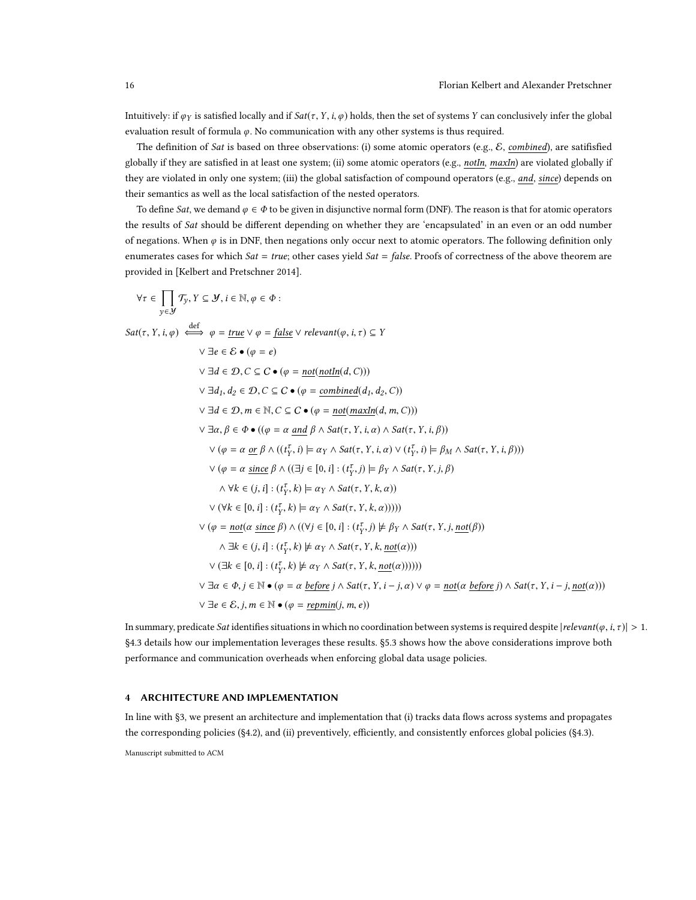Intuitively: if $\varphi_Y$ is satisfied locally and if $Sat(\tau, Y, i, \varphi)$ holds, then the set of systems $Y$ can conclusively infer the global evaluation result of formula $\varphi$. No communication with any other systems is thus required.

The definition of *Sat* is based on three observations: (i) some atomic operators (e.g., $\mathcal{E}$, $\underline{combined}$), are satisfified globally if they are satisfied in at least one system; (ii) some atomic operators (e.g., $\underline{notIn}$, $\underline{maxIn}$) are violated globally if they are violated in only one system; (iii) the global satisfaction of compound operators (e.g., $\underline{and}$, $\underline{since}$) depends on their semantics as well as the local satisfaction of the nested operators.

To define *Sat*, we demand $\varphi \in \Phi$ to be given in disjunctive normal form (DNF). The reason is that for atomic operators the results of *Sat* should be different depending on whether they are 'encapsulated' in an even or an odd number of negations. When $\varphi$ is in DNF, then negations only occur next to atomic operators. The following definition only enumerates cases for which $Sat = true$; other cases yield $Sat = false$. Proofs of correctness of the above theorem are provided in [Kelbert and Pretschner 2014].

$$
\begin{aligned}
&\forall \tau \in \prod_{y \in \mathcal{Y}} \mathcal{T}_y, Y \subseteq \mathcal{Y}, i \in \mathbb{N}, \varphi \in \Phi : \\
&Sat(\tau, Y, i, \varphi) \stackrel{\text{def}}{\iff} \varphi = \underline{true} \lor \varphi = \underline{false} \lor relevant(\varphi, i, \tau) \subseteq Y \\
&\quad \lor \exists e \in \mathcal{E} \bullet (\varphi = e) \\
&\quad \lor \exists d \in \mathcal{D}, C \subseteq \mathcal{C} \bullet (\varphi = \underline{not}(\underline{notIn}(d, C))) \\
&\quad \lor \exists d_1, d_2 \in \mathcal{D}, C \subseteq \mathcal{C} \bullet (\varphi = \underline{combined}(d_1, d_2, C)) \\
&\quad \lor \exists d \in \mathcal{D}, m \in \mathbb{N}, C \subseteq \mathcal{C} \bullet (\varphi = \underline{not}(\underline{maxIn}(d, m, C))) \\
&\quad \lor \exists \alpha, \beta \in \Phi \bullet ((\varphi = \alpha \ \underline{and} \ \beta \land Sat(\tau, Y, i, \alpha) \land Sat(\tau, Y, i, \beta)) \\
&\qquad \lor (\varphi = \alpha \ \underline{or} \ \beta \land ((t_Y^\tau, i) \models \alpha_Y \land Sat(\tau, Y, i, \alpha) \lor (t_Y^\tau, i) \models \beta_M \land Sat(\tau, Y, i, \beta))) \\
&\qquad \lor (\varphi = \alpha \ \underline{since} \ \beta \land ((\exists j \in [0, i] : (t_Y^\tau, j) \models \beta_Y \land Sat(\tau, Y, j, \beta) \\
&\qquad\quad \land \forall k \in (j, i] : (t_Y^\tau, k) \models \alpha_Y \land Sat(\tau, Y, k, \alpha)) \\
&\qquad \lor (\forall k \in [0, i] : (t_Y^\tau, k) \models \alpha_Y \land Sat(\tau, Y, k, \alpha))))) \\
&\quad \lor (\varphi = \underline{not}(\alpha \ \underline{since} \ \beta) \land ((\forall j \in [0, i] : (t_Y^\tau, j) \not\models \beta_Y \land Sat(\tau, Y, j, \underline{not}(\beta)) \\
&\qquad\quad \land \exists k \in (j, i] : (t_Y^\tau, k) \not\models \alpha_Y \land Sat(\tau, Y, k, \underline{not}(\alpha))) \\
&\qquad \lor (\exists k \in [0, i] : (t_Y^\tau, k) \not\models \alpha_Y \land Sat(\tau, Y, k, \underline{not}(\alpha)))))) \\
&\quad \lor \exists \alpha \in \Phi, j \in \mathbb{N} \bullet (\varphi = \alpha \ \underline{before} \ j \land Sat(\tau, Y, i - j, \alpha) \lor \varphi = \underline{not}(\alpha \ \underline{before} \ j) \land Sat(\tau, Y, i - j, \underline{not}(\alpha))) \\
&\quad \lor \exists e \in \mathcal{E}, j, m \in \mathbb{N} \bullet (\varphi = \underline{repmin}(j, m, e))
\end{aligned}
$$

In summary, predicate *Sat* identifies situations in which no coordination between systems is required despite $|relevant(\varphi, i, \tau)| > 1$. §4.3 details how our implementation leverages these results. §5.3 shows how the above considerations improve both performance and communication overheads when enforcing global data usage policies.

## 4 ARCHITECTURE AND IMPLEMENTATION

In line with §3, we present an architecture and implementation that (i) tracks data flows across systems and propagates the corresponding policies (§4.2), and (ii) preventively, efficiently, and consistently enforces global policies (§4.3).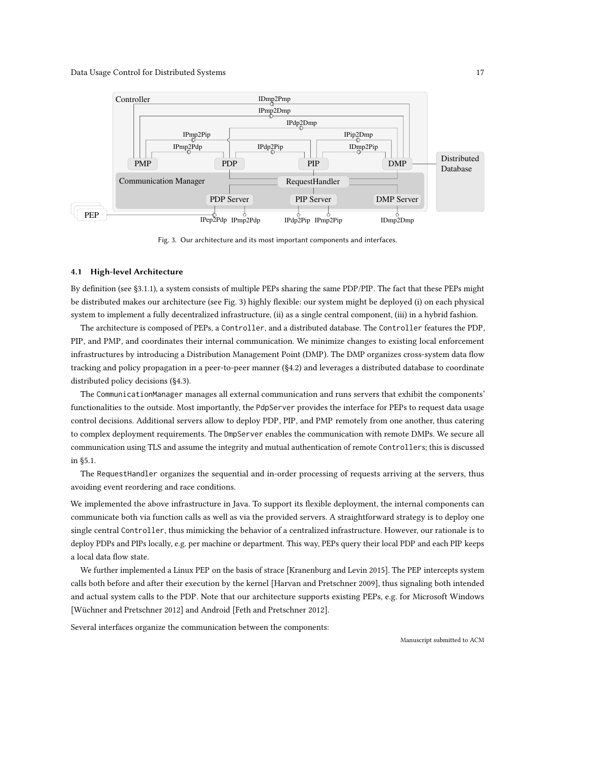Fig. 3. Our architecture and its most important components and interfaces.

### 4.1 High-level Architecture

By definition (see §3.1.1), a system consists of multiple PEPs sharing the same PDP/PIP. The fact that these PEPs might be distributed makes our architecture (see Fig. 3) highly flexible: our system might be deployed (i) on each physical system to implement a fully decentralized infrastructure, (ii) as a single central component, (iii) in a hybrid fashion.

The architecture is composed of PEPs, a `Controller`, and a distributed database. The `Controller` features the PDP, PIP, and PMP, and coordinates their internal communication. We minimize changes to existing local enforcement infrastructures by introducing a Distribution Management Point (DMP). The DMP organizes cross-system data flow tracking and policy propagation in a peer-to-peer manner (§4.2) and leverages a distributed database to coordinate distributed policy decisions (§4.3).

The `CommunicationManager` manages all external communication and runs servers that exhibit the components' functionalities to the outside. Most importantly, the `PdpServer` provides the interface for PEPs to request data usage control decisions. Additional servers allow to deploy PDP, PIP, and PMP remotely from one another, thus catering to complex deployment requirements. The `DmpServer` enables the communication with remote DMPs. We secure all communication using TLS and assume the integrity and mutual authentication of remote `Controllers`; this is discussed in §5.1.

The `RequestHandler` organizes the sequential and in-order processing of requests arriving at the servers, thus avoiding event reordering and race conditions.

We implemented the above infrastructure in Java. To support its flexible deployment, the internal components can communicate both via function calls as well as via the provided servers. A straightforward strategy is to deploy one single central `Controller`, thus mimicking the behavior of a centralized infrastructure. However, our rationale is to deploy PDPs and PIPs locally, e.g. per machine or department. This way, PEPs query their local PDP and each PIP keeps a local data flow state.

We further implemented a Linux PEP on the basis of strace [Kranenburg and Levin 2015]. The PEP intercepts system calls both before and after their execution by the kernel [Harvan and Pretschner 2009], thus signaling both intended and actual system calls to the PDP. Note that our architecture supports existing PEPs, e.g. for Microsoft Windows [Wüchner and Pretschner 2012] and Android [Feth and Pretschner 2012].

Several interfaces organize the communication between the components: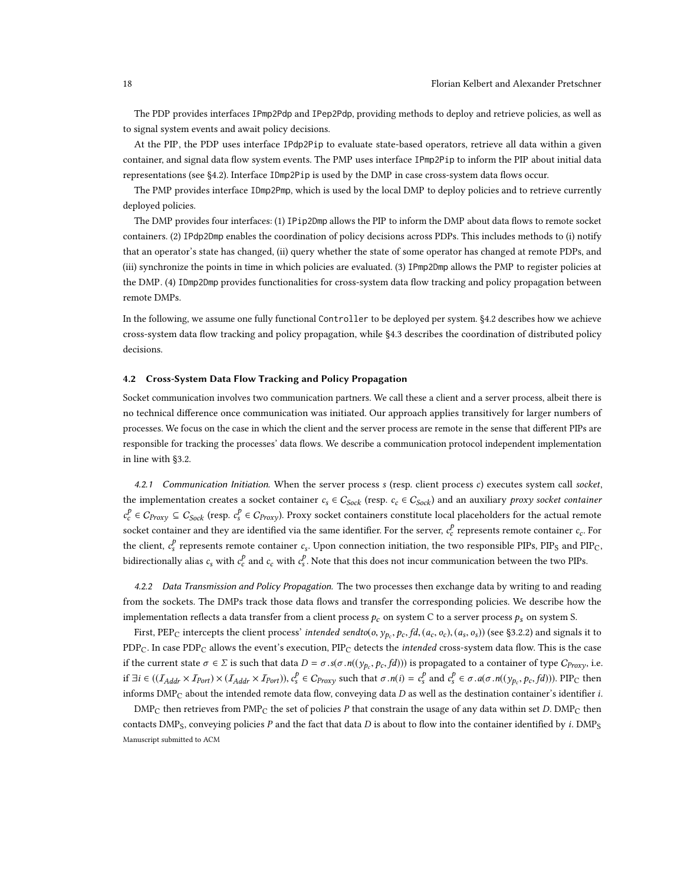The PDP provides interfaces IPmp2Pdp and IPep2Pdp, providing methods to deploy and retrieve policies, as well as to signal system events and await policy decisions.

At the PIP, the PDP uses interface IPdp2Pip to evaluate state-based operators, retrieve all data within a given container, and signal data flow system events. The PMP uses interface IPmp2Pip to inform the PIP about initial data representations (see §4.2). Interface IDmp2Pip is used by the DMP in case cross-system data flows occur.

The PMP provides interface IDmp2Pmp, which is used by the local DMP to deploy policies and to retrieve currently deployed policies.

The DMP provides four interfaces: (1) IPip2Dmp allows the PIP to inform the DMP about data flows to remote socket containers. (2) IPdp2Dmp enables the coordination of policy decisions across PDPs. This includes methods to (i) notify that an operator's state has changed, (ii) query whether the state of some operator has changed at remote PDPs, and (iii) synchronize the points in time in which policies are evaluated. (3) IPmp2Dmp allows the PMP to register policies at the DMP. (4) IDmp2Dmp provides functionalities for cross-system data flow tracking and policy propagation between remote DMPs.

In the following, we assume one fully functional Controller to be deployed per system. §4.2 describes how we achieve cross-system data flow tracking and policy propagation, while §4.3 describes the coordination of distributed policy decisions.

### 4.2 Cross-System Data Flow Tracking and Policy Propagation

Socket communication involves two communication partners. We call these a client and a server process, albeit there is no technical difference once communication was initiated. Our approach applies transitively for larger numbers of processes. We focus on the case in which the client and the server process are remote in the sense that different PIPs are responsible for tracking the processes' data flows. We describe a communication protocol independent implementation in line with §3.2.

*4.2.1 Communication Initiation.* When the server process $s$ (resp. client process $c$) executes system call *socket*, the implementation creates a socket container $c_s \in C_{Sock}$ (resp. $c_c \in C_{Sock}$) and an auxiliary *proxy socket container* $c_c^p \in C_{Proxy} \subseteq C_{Sock}$ (resp. $c_s^p \in C_{Proxy}$). Proxy socket containers constitute local placeholders for the actual remote socket container and they are identified via the same identifier. For the server, $c_c^p$ represents remote container $c_c$. For the client, $c_s^p$ represents remote container $c_s$. Upon connection initiation, the two responsible PIPs, $\text{PIP}_\text{S}$ and $\text{PIP}_\text{C}$, bidirectionally alias $c_s$ with $c_c^p$ and $c_c$ with $c_s^p$. Note that this does not incur communication between the two PIPs.

*4.2.2 Data Transmission and Policy Propagation.* The two processes then exchange data by writing to and reading from the sockets. The DMPs track those data flows and transfer the corresponding policies. We describe how the implementation reflects a data transfer from a client process $p_c$ on system C to a server process $p_s$ on system S.

First, $\text{PEP}_\text{C}$ intercepts the client process' *intended* $sendto(o, y_{p_c}, p_c, fd, (a_c, o_c), (a_s, o_s))$ (see §3.2.2) and signals it to $\text{PDP}_\text{C}$. In case $\text{PDP}_\text{C}$ allows the event's execution, $\text{PIP}_\text{C}$ detects the *intended* cross-system data flow. This is the case if the current state $\sigma \in \Sigma$ is such that data $D = \sigma.s(\sigma.n((y_{p_c}, p_c, fd)))$ is propagated to a container of type $C_{Proxy}$, i.e. if $\exists i \in ((\mathcal{I}_{Addr} \times \mathcal{I}_{Port}) \times (\mathcal{I}_{Addr} \times \mathcal{I}_{Port}))$, $c_s^p \in C_{Proxy}$ such that $\sigma.n(i) = c_s^p$ and $c_s^p \in \sigma.a(\sigma.n((y_{p_c}, p_c, fd)))$. $\text{PIP}_\text{C}$ then informs $\text{DMP}_\text{C}$ about the intended remote data flow, conveying data $D$ as well as the destination container's identifier $i$.

$\text{DMP}_\text{C}$ then retrieves from $\text{PMP}_\text{C}$ the set of policies $P$ that constrain the usage of any data within set $D$. $\text{DMP}_\text{C}$ then contacts $\text{DMP}_\text{S}$, conveying policies $P$ and the fact that data $D$ is about to flow into the container identified by $i$. $\text{DMP}_\text{S}$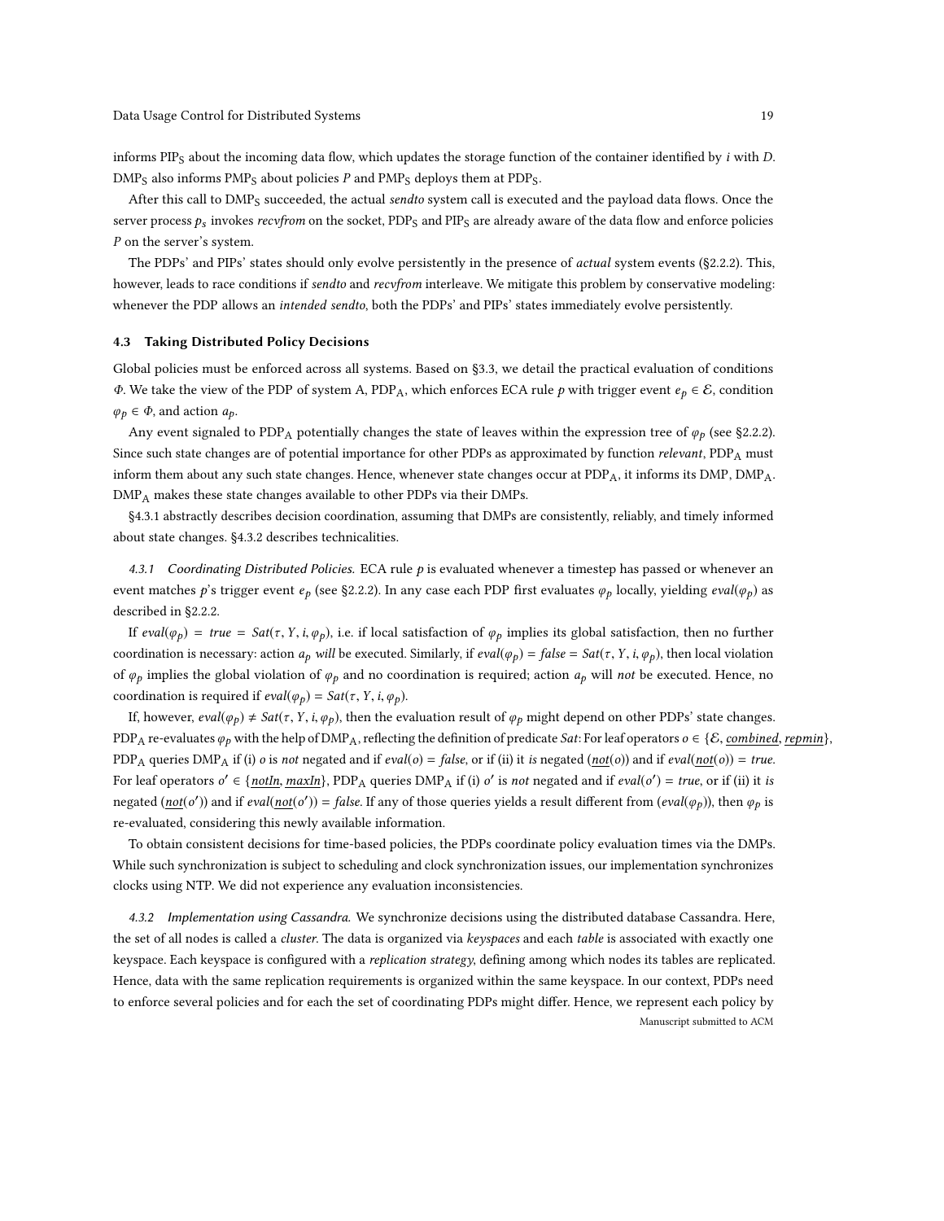informs $\text{PIP}_\text{S}$ about the incoming data flow, which updates the storage function of the container identified by $i$ with $D$. $\text{DMP}_\text{S}$ also informs $\text{PMP}_\text{S}$ about policies $P$ and $\text{PMP}_\text{S}$ deploys them at $\text{PDP}_\text{S}$.

After this call to $\text{DMP}_\text{S}$ succeeded, the actual *sendto* system call is executed and the payload data flows. Once the server process $p_s$ invokes *recvfrom* on the socket, $\text{PDP}_\text{S}$ and $\text{PIP}_\text{S}$ are already aware of the data flow and enforce policies $P$ on the server's system.

The PDPs' and PIPs' states should only evolve persistently in the presence of *actual* system events (§2.2.2). This, however, leads to race conditions if *sendto* and *recvfrom* interleave. We mitigate this problem by conservative modeling: whenever the PDP allows an *intended sendto*, both the PDPs' and PIPs' states immediately evolve persistently.

### 4.3 Taking Distributed Policy Decisions

Global policies must be enforced across all systems. Based on §3.3, we detail the practical evaluation of conditions $\Phi$. We take the view of the PDP of system A, $\text{PDP}_\text{A}$, which enforces ECA rule $p$ with trigger event $e_p \in \mathcal{E}$, condition $\varphi_p \in \Phi$, and action $a_p$.

Any event signaled to $\text{PDP}_\text{A}$ potentially changes the state of leaves within the expression tree of $\varphi_p$ (see §2.2.2). Since such state changes are of potential importance for other PDPs as approximated by function *relevant*, $\text{PDP}_\text{A}$ must inform them about any such state changes. Hence, whenever state changes occur at $\text{PDP}_\text{A}$, it informs its DMP, $\text{DMP}_\text{A}$. $\text{DMP}_\text{A}$ makes these state changes available to other PDPs via their DMPs.

§4.3.1 abstractly describes decision coordination, assuming that DMPs are consistently, reliably, and timely informed about state changes. §4.3.2 describes technicalities.

#### 4.3.1 *Coordinating Distributed Policies.*

ECA rule $p$ is evaluated whenever a timestep has passed or whenever an event matches $p$'s trigger event $e_p$ (see §2.2.2). In any case each PDP first evaluates $\varphi_p$ locally, yielding $eval(\varphi_p)$ as described in §2.2.2.

If $eval(\varphi_p) = true = Sat(\tau, Y, i, \varphi_p)$, i.e. if local satisfaction of $\varphi_p$ implies its global satisfaction, then no further coordination is necessary: action $a_p$ *will* be executed. Similarly, if $eval(\varphi_p) = false = Sat(\tau, Y, i, \varphi_p)$, then local violation of $\varphi_p$ implies the global violation of $\varphi_p$ and no coordination is required; action $a_p$ will *not* be executed. Hence, no coordination is required if $eval(\varphi_p) = Sat(\tau, Y, i, \varphi_p)$.

If, however, $eval(\varphi_p) \neq Sat(\tau, Y, i, \varphi_p)$, then the evaluation result of $\varphi_p$ might depend on other PDPs' state changes. $\text{PDP}_\text{A}$ re-evaluates $\varphi_p$ with the help of $\text{DMP}_\text{A}$, reflecting the definition of predicate *Sat*: For leaf operators $o \in \{\mathcal{E}, \underline{combined}, \underline{repmin}\}$, $\text{PDP}_\text{A}$ queries $\text{DMP}_\text{A}$ if (i) $o$ is *not* negated and if $eval(o) = false$, or if (ii) it *is* negated ($\underline{not}(o)$) and if $eval(\underline{not}(o)) = true$. For leaf operators $o' \in \{\underline{notIn}, \underline{maxIn}\}$, $\text{PDP}_\text{A}$ queries $\text{DMP}_\text{A}$ if (i) $o'$ is *not* negated and if $eval(o') = true$, or if (ii) it *is* negated ($\underline{not}(o')$) and if $eval(\underline{not}(o')) = false$. If any of those queries yields a result different from ($eval(\varphi_p)$), then $\varphi_p$ is re-evaluated, considering this newly available information.

To obtain consistent decisions for time-based policies, the PDPs coordinate policy evaluation times via the DMPs. While such synchronization is subject to scheduling and clock synchronization issues, our implementation synchronizes clocks using NTP. We did not experience any evaluation inconsistencies.

#### 4.3.2 *Implementation using Cassandra.*

We synchronize decisions using the distributed database Cassandra. Here, the set of all nodes is called a *cluster*. The data is organized via *keyspaces* and each *table* is associated with exactly one keyspace. Each keyspace is configured with a *replication strategy*, defining among which nodes its tables are replicated. Hence, data with the same replication requirements is organized within the same keyspace. In our context, PDPs need to enforce several policies and for each the set of coordinating PDPs might differ. Hence, we represent each policy by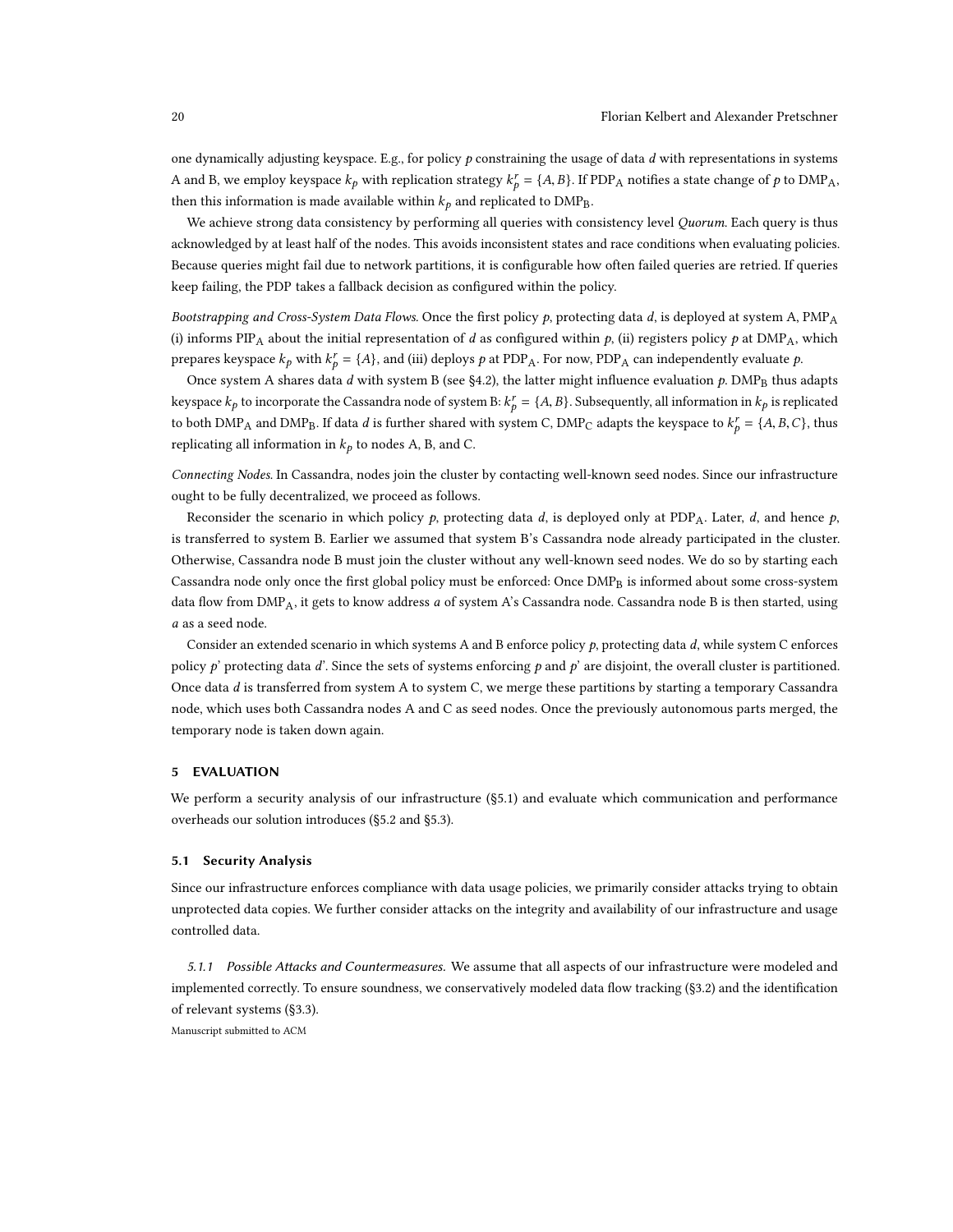one dynamically adjusting keyspace. E.g., for policy $p$ constraining the usage of data $d$ with representations in systems A and B, we employ keyspace $k_p$ with replication strategy $k_p^r = \{A, B\}$. If $\text{PDP}_\text{A}$ notifies a state change of $p$ to $\text{DMP}_\text{A}$, then this information is made available within $k_p$ and replicated to $\text{DMP}_\text{B}$.

We achieve strong data consistency by performing all queries with consistency level *Quorum*. Each query is thus acknowledged by at least half of the nodes. This avoids inconsistent states and race conditions when evaluating policies. Because queries might fail due to network partitions, it is configurable how often failed queries are retried. If queries keep failing, the PDP takes a fallback decision as configured within the policy.

*Bootstrapping and Cross-System Data Flows.* Once the first policy $p$, protecting data $d$, is deployed at system A, $\text{PMP}_\text{A}$ (i) informs $\text{PIP}_\text{A}$ about the initial representation of $d$ as configured within $p$, (ii) registers policy $p$ at $\text{DMP}_\text{A}$, which prepares keyspace $k_p$ with $k_p^r = \{A\}$, and (iii) deploys $p$ at $\text{PDP}_\text{A}$. For now, $\text{PDP}_\text{A}$ can independently evaluate $p$.

Once system A shares data $d$ with system B (see §4.2), the latter might influence evaluation $p$. $\text{DMP}_\text{B}$ thus adapts keyspace $k_p$ to incorporate the Cassandra node of system B: $k_p^r = \{A, B\}$. Subsequently, all information in $k_p$ is replicated to both $\text{DMP}_\text{A}$ and $\text{DMP}_\text{B}$. If data $d$ is further shared with system C, $\text{DMP}_\text{C}$ adapts the keyspace to $k_p^r = \{A, B, C\}$, thus replicating all information in $k_p$ to nodes A, B, and C.

*Connecting Nodes.* In Cassandra, nodes join the cluster by contacting well-known seed nodes. Since our infrastructure ought to be fully decentralized, we proceed as follows.

Reconsider the scenario in which policy $p$, protecting data $d$, is deployed only at $\text{PDP}_\text{A}$. Later, $d$, and hence $p$, is transferred to system B. Earlier we assumed that system B's Cassandra node already participated in the cluster. Otherwise, Cassandra node B must join the cluster without any well-known seed nodes. We do so by starting each Cassandra node only once the first global policy must be enforced: Once $\text{DMP}_\text{B}$ is informed about some cross-system data flow from $\text{DMP}_\text{A}$, it gets to know address $a$ of system A's Cassandra node. Cassandra node B is then started, using $a$ as a seed node.

Consider an extended scenario in which systems A and B enforce policy $p$, protecting data $d$, while system C enforces policy $p$' protecting data $d$'. Since the sets of systems enforcing $p$ and $p$' are disjoint, the overall cluster is partitioned. Once data $d$ is transferred from system A to system C, we merge these partitions by starting a temporary Cassandra node, which uses both Cassandra nodes A and C as seed nodes. Once the previously autonomous parts merged, the temporary node is taken down again.

## 5 EVALUATION

We perform a security analysis of our infrastructure (§5.1) and evaluate which communication and performance overheads our solution introduces (§5.2 and §5.3).

### 5.1 Security Analysis

Since our infrastructure enforces compliance with data usage policies, we primarily consider attacks trying to obtain unprotected data copies. We further consider attacks on the integrity and availability of our infrastructure and usage controlled data.

*5.1.1 Possible Attacks and Countermeasures.* We assume that all aspects of our infrastructure were modeled and implemented correctly. To ensure soundness, we conservatively modeled data flow tracking (§3.2) and the identification of relevant systems (§3.3).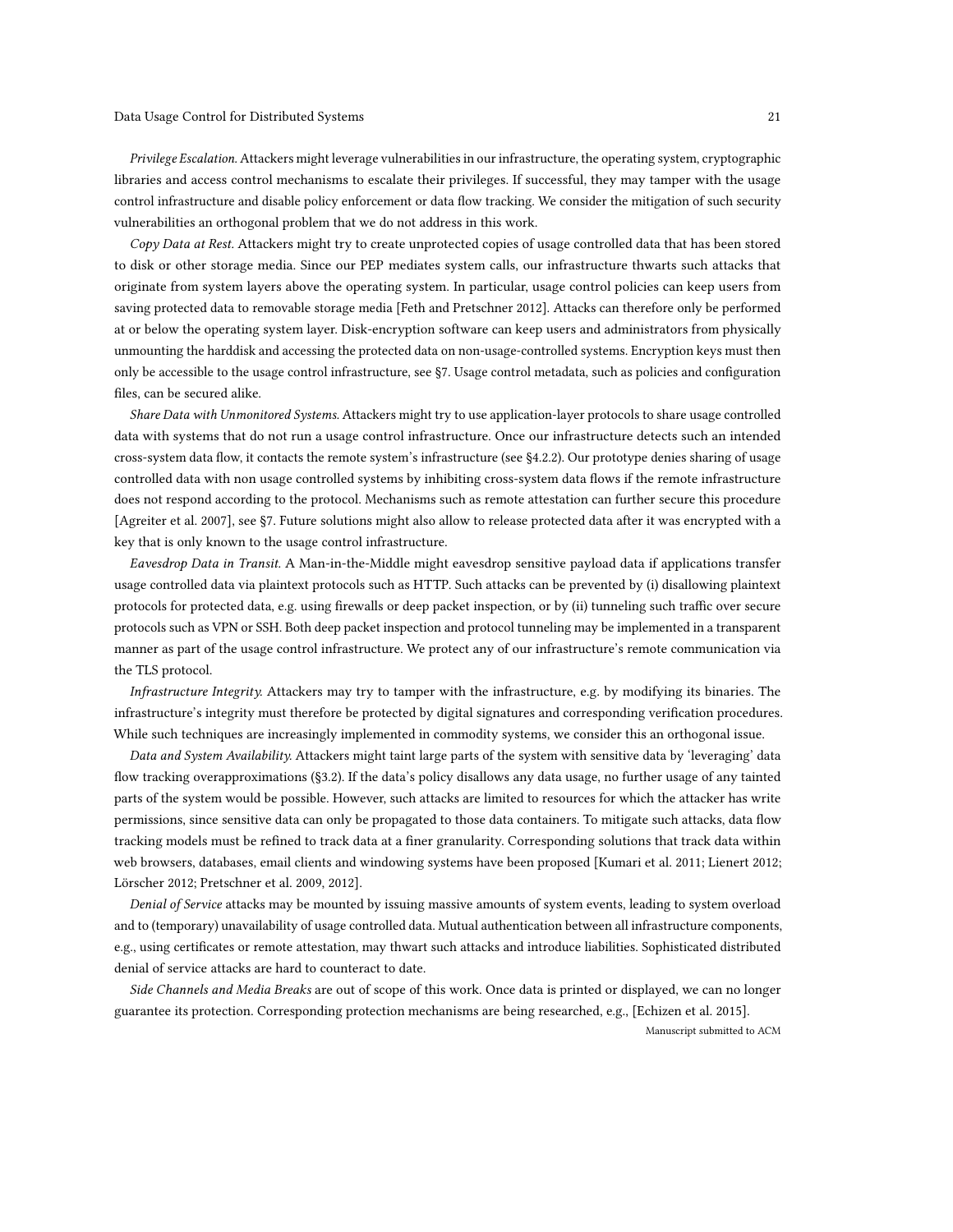*Privilege Escalation.* Attackers might leverage vulnerabilities in our infrastructure, the operating system, cryptographic libraries and access control mechanisms to escalate their privileges. If successful, they may tamper with the usage control infrastructure and disable policy enforcement or data flow tracking. We consider the mitigation of such security vulnerabilities an orthogonal problem that we do not address in this work.

*Copy Data at Rest.* Attackers might try to create unprotected copies of usage controlled data that has been stored to disk or other storage media. Since our PEP mediates system calls, our infrastructure thwarts such attacks that originate from system layers above the operating system. In particular, usage control policies can keep users from saving protected data to removable storage media [Feth and Pretschner 2012]. Attacks can therefore only be performed at or below the operating system layer. Disk-encryption software can keep users and administrators from physically unmounting the harddisk and accessing the protected data on non-usage-controlled systems. Encryption keys must then only be accessible to the usage control infrastructure, see §7. Usage control metadata, such as policies and configuration files, can be secured alike.

*Share Data with Unmonitored Systems.* Attackers might try to use application-layer protocols to share usage controlled data with systems that do not run a usage control infrastructure. Once our infrastructure detects such an intended cross-system data flow, it contacts the remote system's infrastructure (see §4.2.2). Our prototype denies sharing of usage controlled data with non usage controlled systems by inhibiting cross-system data flows if the remote infrastructure does not respond according to the protocol. Mechanisms such as remote attestation can further secure this procedure [Agreiter et al. 2007], see §7. Future solutions might also allow to release protected data after it was encrypted with a key that is only known to the usage control infrastructure.

*Eavesdrop Data in Transit.* A Man-in-the-Middle might eavesdrop sensitive payload data if applications transfer usage controlled data via plaintext protocols such as HTTP. Such attacks can be prevented by (i) disallowing plaintext protocols for protected data, e.g. using firewalls or deep packet inspection, or by (ii) tunneling such traffic over secure protocols such as VPN or SSH. Both deep packet inspection and protocol tunneling may be implemented in a transparent manner as part of the usage control infrastructure. We protect any of our infrastructure's remote communication via the TLS protocol.

*Infrastructure Integrity.* Attackers may try to tamper with the infrastructure, e.g. by modifying its binaries. The infrastructure's integrity must therefore be protected by digital signatures and corresponding verification procedures. While such techniques are increasingly implemented in commodity systems, we consider this an orthogonal issue.

*Data and System Availability.* Attackers might taint large parts of the system with sensitive data by 'leveraging' data flow tracking overapproximations (§3.2). If the data's policy disallows any data usage, no further usage of any tainted parts of the system would be possible. However, such attacks are limited to resources for which the attacker has write permissions, since sensitive data can only be propagated to those data containers. To mitigate such attacks, data flow tracking models must be refined to track data at a finer granularity. Corresponding solutions that track data within web browsers, databases, email clients and windowing systems have been proposed [Kumari et al. 2011; Lienert 2012; Lörscher 2012; Pretschner et al. 2009, 2012].

*Denial of Service* attacks may be mounted by issuing massive amounts of system events, leading to system overload and to (temporary) unavailability of usage controlled data. Mutual authentication between all infrastructure components, e.g., using certificates or remote attestation, may thwart such attacks and introduce liabilities. Sophisticated distributed denial of service attacks are hard to counteract to date.

*Side Channels and Media Breaks* are out of scope of this work. Once data is printed or displayed, we can no longer guarantee its protection. Corresponding protection mechanisms are being researched, e.g., [Echizen et al. 2015].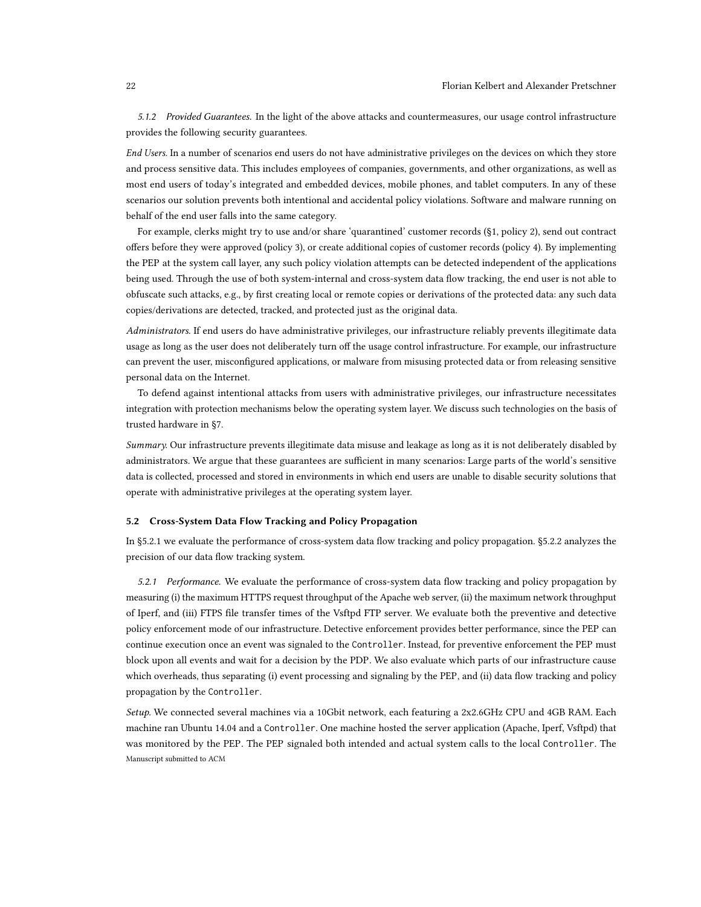*5.1.2 Provided Guarantees.* In the light of the above attacks and countermeasures, our usage control infrastructure provides the following security guarantees.

*End Users.* In a number of scenarios end users do not have administrative privileges on the devices on which they store and process sensitive data. This includes employees of companies, governments, and other organizations, as well as most end users of today's integrated and embedded devices, mobile phones, and tablet computers. In any of these scenarios our solution prevents both intentional and accidental policy violations. Software and malware running on behalf of the end user falls into the same category.

For example, clerks might try to use and/or share 'quarantined' customer records (§1, policy 2), send out contract offers before they were approved (policy 3), or create additional copies of customer records (policy 4). By implementing the PEP at the system call layer, any such policy violation attempts can be detected independent of the applications being used. Through the use of both system-internal and cross-system data flow tracking, the end user is not able to obfuscate such attacks, e.g., by first creating local or remote copies or derivations of the protected data: any such data copies/derivations are detected, tracked, and protected just as the original data.

*Administrators.* If end users do have administrative privileges, our infrastructure reliably prevents illegitimate data usage as long as the user does not deliberately turn off the usage control infrastructure. For example, our infrastructure can prevent the user, misconfigured applications, or malware from misusing protected data or from releasing sensitive personal data on the Internet.

To defend against intentional attacks from users with administrative privileges, our infrastructure necessitates integration with protection mechanisms below the operating system layer. We discuss such technologies on the basis of trusted hardware in §7.

*Summary.* Our infrastructure prevents illegitimate data misuse and leakage as long as it is not deliberately disabled by administrators. We argue that these guarantees are sufficient in many scenarios: Large parts of the world's sensitive data is collected, processed and stored in environments in which end users are unable to disable security solutions that operate with administrative privileges at the operating system layer.

### 5.2 Cross-System Data Flow Tracking and Policy Propagation

In §5.2.1 we evaluate the performance of cross-system data flow tracking and policy propagation. §5.2.2 analyzes the precision of our data flow tracking system.

*5.2.1 Performance.* We evaluate the performance of cross-system data flow tracking and policy propagation by measuring (i) the maximum HTTPS request throughput of the Apache web server, (ii) the maximum network throughput of Iperf, and (iii) FTPS file transfer times of the Vsftpd FTP server. We evaluate both the preventive and detective policy enforcement mode of our infrastructure. Detective enforcement provides better performance, since the PEP can continue execution once an event was signaled to the `Controller`. Instead, for preventive enforcement the PEP must block upon all events and wait for a decision by the PDP. We also evaluate which parts of our infrastructure cause which overheads, thus separating (i) event processing and signaling by the PEP, and (ii) data flow tracking and policy propagation by the `Controller`.

*Setup.* We connected several machines via a 10Gbit network, each featuring a 2x2.6GHz CPU and 4GB RAM. Each machine ran Ubuntu 14.04 and a `Controller`. One machine hosted the server application (Apache, Iperf, Vsftpd) that was monitored by the PEP. The PEP signaled both intended and actual system calls to the local `Controller`. The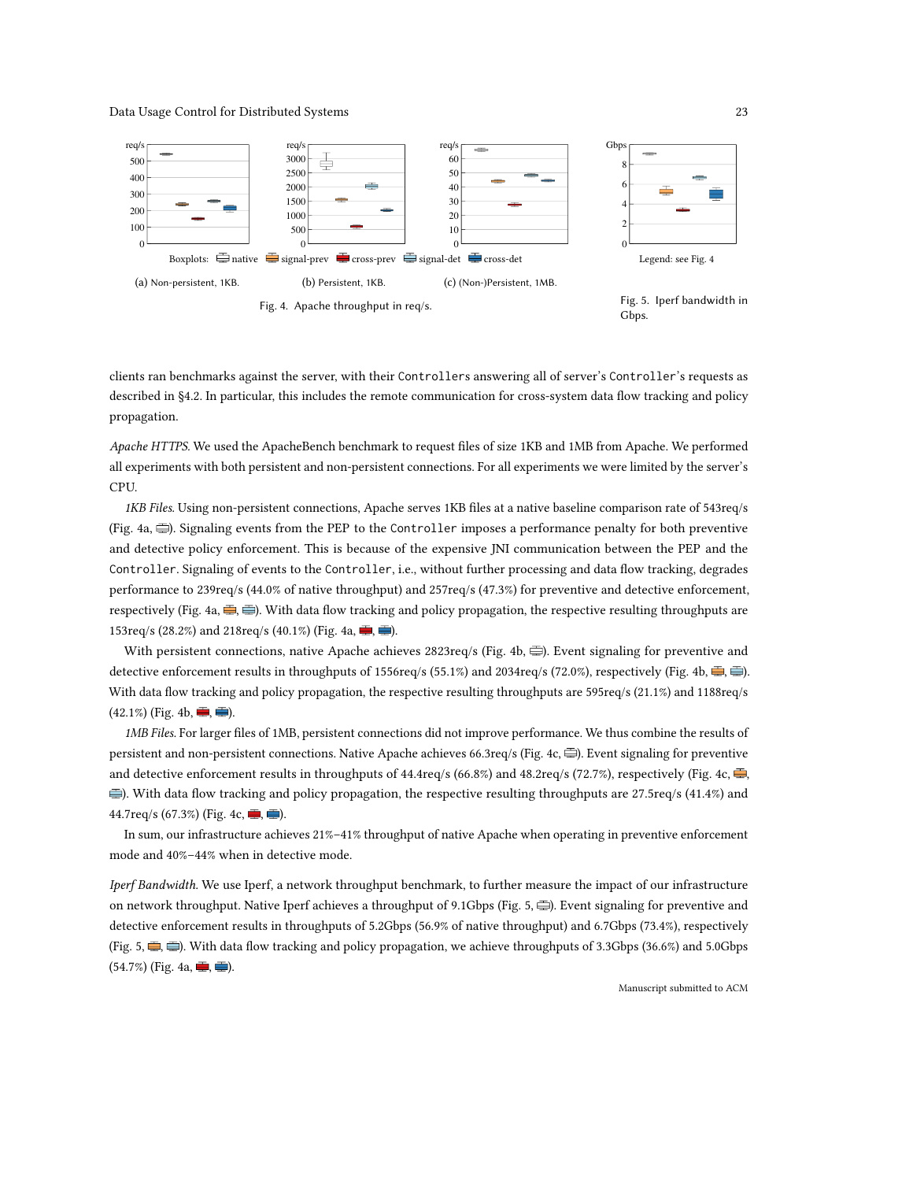Boxplots: native, signal-prev, cross-prev, signal-det, cross-det

(a) Non-persistent, 1KB. (b) Persistent, 1KB. (c) (Non-)Persistent, 1MB.

Fig. 4. Apache throughput in req/s.

Legend: see Fig. 4

Fig. 5. Iperf bandwidth in Gbps.

clients ran benchmarks against the server, with their `Controllers` answering all of server's `Controller`'s requests as described in §4.2. In particular, this includes the remote communication for cross-system data flow tracking and policy propagation.

*Apache HTTPS.* We used the ApacheBench benchmark to request files of size 1KB and 1MB from Apache. We performed all experiments with both persistent and non-persistent connections. For all experiments we were limited by the server's CPU.

*1KB Files.* Using non-persistent connections, Apache serves 1KB files at a native baseline comparison rate of 543req/s (Fig. 4a, native). Signaling events from the PEP to the `Controller` imposes a performance penalty for both preventive and detective policy enforcement. This is because of the expensive JNI communication between the PEP and the `Controller`. Signaling of events to the `Controller`, i.e., without further processing and data flow tracking, degrades performance to 239req/s (44.0% of native throughput) and 257req/s (47.3%) for preventive and detective enforcement, respectively (Fig. 4a, signal-prev, signal-det). With data flow tracking and policy propagation, the respective resulting throughputs are 153req/s (28.2%) and 218req/s (40.1%) (Fig. 4a, cross-prev, cross-det).

With persistent connections, native Apache achieves 2823req/s (Fig. 4b, native). Event signaling for preventive and detective enforcement results in throughputs of 1556req/s (55.1%) and 2034req/s (72.0%), respectively (Fig. 4b, signal-prev, signal-det). With data flow tracking and policy propagation, the respective resulting throughputs are 595req/s (21.1%) and 1188req/s (42.1%) (Fig. 4b, cross-prev, cross-det).

*1MB Files.* For larger files of 1MB, persistent connections did not improve performance. We thus combine the results of persistent and non-persistent connections. Native Apache achieves 66.3req/s (Fig. 4c, native). Event signaling for preventive and detective enforcement results in throughputs of 44.4req/s (66.8%) and 48.2req/s (72.7%), respectively (Fig. 4c, signal-prev, signal-det). With data flow tracking and policy propagation, the respective resulting throughputs are 27.5req/s (41.4%) and 44.7req/s (67.3%) (Fig. 4c, cross-prev, cross-det).

In sum, our infrastructure achieves 21%–41% throughput of native Apache when operating in preventive enforcement mode and 40%–44% when in detective mode.

*Iperf Bandwidth.* We use Iperf, a network throughput benchmark, to further measure the impact of our infrastructure on network throughput. Native Iperf achieves a throughput of 9.1Gbps (Fig. 5, native). Event signaling for preventive and detective enforcement results in throughputs of 5.2Gbps (56.9% of native throughput) and 6.7Gbps (73.4%), respectively (Fig. 5, signal-prev, signal-det). With data flow tracking and policy propagation, we achieve throughputs of 3.3Gbps (36.6%) and 5.0Gbps (54.7%) (Fig. 4a, cross-prev, cross-det).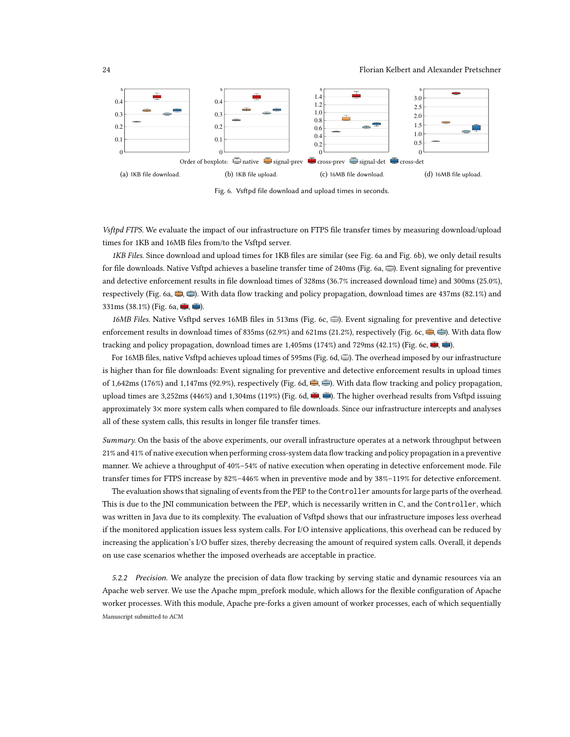Order of boxplots: native, signal-prev, cross-prev, signal-det, cross-det

(a) 1KB file download. (b) 1KB file upload. (c) 16MB file download. (d) 16MB file upload.

Fig. 6. Vsftpd file download and upload times in seconds.

*Vsftpd FTPS.* We evaluate the impact of our infrastructure on FTPS file transfer times by measuring download/upload times for 1KB and 16MB files from/to the Vsftpd server.

*1KB Files.* Since download and upload times for 1KB files are similar (see Fig. 6a and Fig. 6b), we only detail results for file downloads. Native Vsftpd achieves a baseline transfer time of 240ms (Fig. 6a, native). Event signaling for preventive and detective enforcement results in file download times of 328ms (36.7% increased download time) and 300ms (25.0%), respectively (Fig. 6a, signal-prev, signal-det). With data flow tracking and policy propagation, download times are 437ms (82.1%) and 331ms (38.1%) (Fig. 6a, cross-prev, cross-det).

*16MB Files.* Native Vsftpd serves 16MB files in 513ms (Fig. 6c, native). Event signaling for preventive and detective enforcement results in download times of 835ms (62.9%) and 621ms (21.2%), respectively (Fig. 6c, signal-prev, signal-det). With data flow tracking and policy propagation, download times are 1,405ms (174%) and 729ms (42.1%) (Fig. 6c, cross-prev, cross-det).

For 16MB files, native Vsftpd achieves upload times of 595ms (Fig. 6d, native). The overhead imposed by our infrastructure is higher than for file downloads: Event signaling for preventive and detective enforcement results in upload times of 1,642ms (176%) and 1,147ms (92.9%), respectively (Fig. 6d, signal-prev, signal-det). With data flow tracking and policy propagation, upload times are 3,252ms (446%) and 1,304ms (119%) (Fig. 6d, cross-prev, cross-det). The higher overhead results from Vsftpd issuing approximately 3× more system calls when compared to file downloads. Since our infrastructure intercepts and analyses all of these system calls, this results in longer file transfer times.

*Summary.* On the basis of the above experiments, our overall infrastructure operates at a network throughput between 21% and 41% of native execution when performing cross-system data flow tracking and policy propagation in a preventive manner. We achieve a throughput of 40%–54% of native execution when operating in detective enforcement mode. File transfer times for FTPS increase by 82%–446% when in preventive mode and by 38%–119% for detective enforcement.

The evaluation shows that signaling of events from the PEP to the `Controller` amounts for large parts of the overhead. This is due to the JNI communication between the PEP, which is necessarily written in C, and the `Controller`, which was written in Java due to its complexity. The evaluation of Vsftpd shows that our infrastructure imposes less overhead if the monitored application issues less system calls. For I/O intensive applications, this overhead can be reduced by increasing the application's I/O buffer sizes, thereby decreasing the amount of required system calls. Overall, it depends on use case scenarios whether the imposed overheads are acceptable in practice.

#### 5.2.2 Precision.

We analyze the precision of data flow tracking by serving static and dynamic resources via an Apache web server. We use the Apache mpm_prefork module, which allows for the flexible configuration of Apache worker processes. With this module, Apache pre-forks a given amount of worker processes, each of which sequentially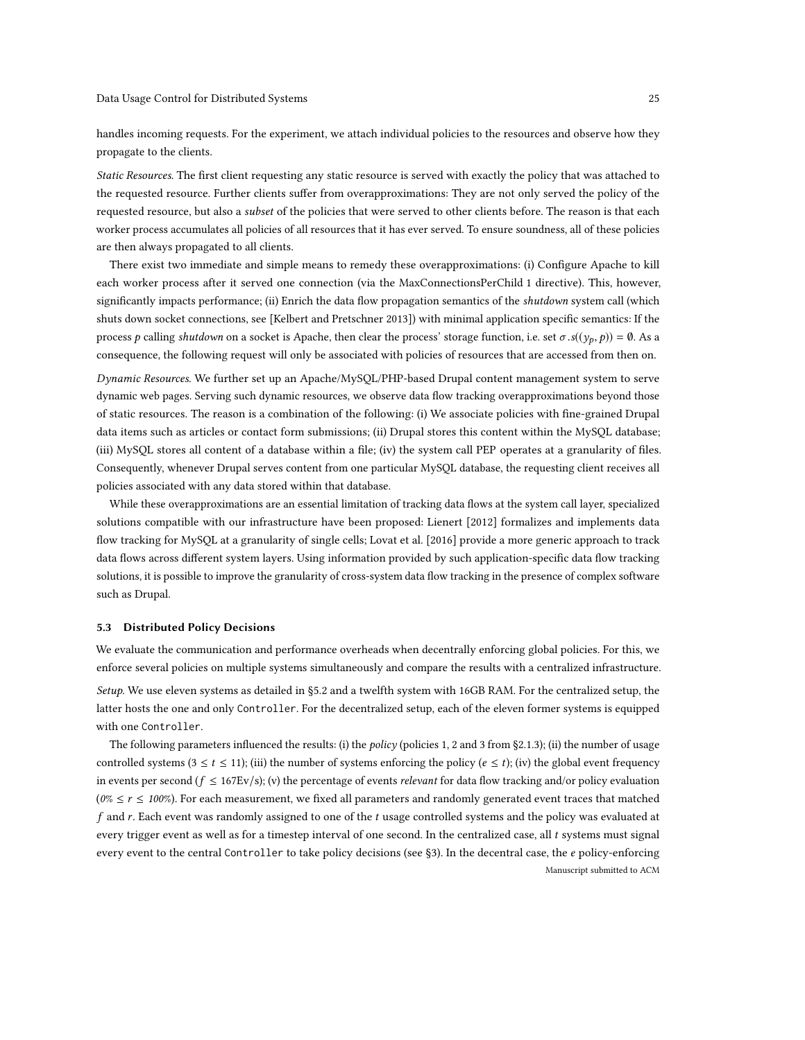handles incoming requests. For the experiment, we attach individual policies to the resources and observe how they propagate to the clients.

*Static Resources.* The first client requesting any static resource is served with exactly the policy that was attached to the requested resource. Further clients suffer from overapproximations: They are not only served the policy of the requested resource, but also a *subset* of the policies that were served to other clients before. The reason is that each worker process accumulates all policies of all resources that it has ever served. To ensure soundness, all of these policies are then always propagated to all clients.

There exist two immediate and simple means to remedy these overapproximations: (i) Configure Apache to kill each worker process after it served one connection (via the MaxConnectionsPerChild 1 directive). This, however, significantly impacts performance; (ii) Enrich the data flow propagation semantics of the *shutdown* system call (which shuts down socket connections, see [Kelbert and Pretschner 2013]) with minimal application specific semantics: If the process $p$ calling *shutdown* on a socket is Apache, then clear the process' storage function, i.e. set $\sigma.s((y_p, p)) = \emptyset$. As a consequence, the following request will only be associated with policies of resources that are accessed from then on.

*Dynamic Resources.* We further set up an Apache/MySQL/PHP-based Drupal content management system to serve dynamic web pages. Serving such dynamic resources, we observe data flow tracking overapproximations beyond those of static resources. The reason is a combination of the following: (i) We associate policies with fine-grained Drupal data items such as articles or contact form submissions; (ii) Drupal stores this content within the MySQL database; (iii) MySQL stores all content of a database within a file; (iv) the system call PEP operates at a granularity of files. Consequently, whenever Drupal serves content from one particular MySQL database, the requesting client receives all policies associated with any data stored within that database.

While these overapproximations are an essential limitation of tracking data flows at the system call layer, specialized solutions compatible with our infrastructure have been proposed: Lienert [2012] formalizes and implements data flow tracking for MySQL at a granularity of single cells; Lovat et al. [2016] provide a more generic approach to track data flows across different system layers. Using information provided by such application-specific data flow tracking solutions, it is possible to improve the granularity of cross-system data flow tracking in the presence of complex software such as Drupal.

### 5.3 Distributed Policy Decisions

We evaluate the communication and performance overheads when decentrally enforcing global policies. For this, we enforce several policies on multiple systems simultaneously and compare the results with a centralized infrastructure.

*Setup.* We use eleven systems as detailed in §5.2 and a twelfth system with 16GB RAM. For the centralized setup, the latter hosts the one and only `Controller`. For the decentralized setup, each of the eleven former systems is equipped with one `Controller`.

The following parameters influenced the results: (i) the *policy* (policies 1, 2 and 3 from §2.1.3); (ii) the number of usage controlled systems ($3 \leq t \leq 11$); (iii) the number of systems enforcing the policy ($e \leq t$); (iv) the global event frequency in events per second ($f \leq 167\text{Ev/s}$); (v) the percentage of events *relevant* for data flow tracking and/or policy evaluation ($0\% \leq r \leq 100\%$). For each measurement, we fixed all parameters and randomly generated event traces that matched $f$ and $r$. Each event was randomly assigned to one of the $t$ usage controlled systems and the policy was evaluated at every trigger event as well as for a timestep interval of one second. In the centralized case, all $t$ systems must signal every event to the central `Controller` to take policy decisions (see §3). In the decentral case, the $e$ policy-enforcing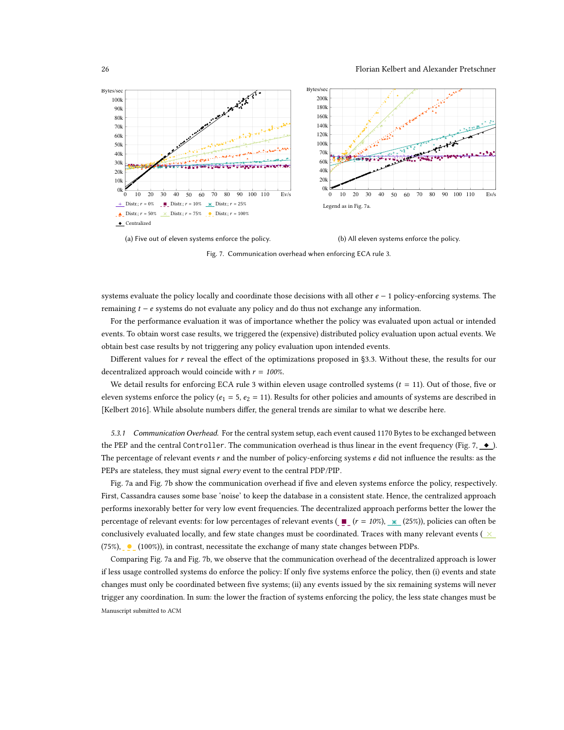(a) Five out of eleven systems enforce the policy.

(b) All eleven systems enforce the policy.

Fig. 7. Communication overhead when enforcing ECA rule 3.

systems evaluate the policy locally and coordinate those decisions with all other $e - 1$ policy-enforcing systems. The remaining $t - e$ systems do not evaluate any policy and do thus not exchange any information.

For the performance evaluation it was of importance whether the policy was evaluated upon actual or intended events. To obtain worst case results, we triggered the (expensive) distributed policy evaluation upon actual events. We obtain best case results by not triggering any policy evaluation upon intended events.

Different values for $r$ reveal the effect of the optimizations proposed in §3.3. Without these, the results for our decentralized approach would coincide with $r = 100\%$.

We detail results for enforcing ECA rule 3 within eleven usage controlled systems ($t = 11$). Out of those, five or eleven systems enforce the policy ($e_1 = 5$, $e_2 = 11$). Results for other policies and amounts of systems are described in [Kelbert 2016]. While absolute numbers differ, the general trends are similar to what we describe here.

*5.3.1 Communication Overhead.* For the central system setup, each event caused 1170 Bytes to be exchanged between the PEP and the central `Controller`. The communication overhead is thus linear in the event frequency (Fig. 7, ◆). The percentage of relevant events $r$ and the number of policy-enforcing systems $e$ did not influence the results: as the PEPs are stateless, they must signal *every* event to the central PDP/PIP.

Fig. 7a and Fig. 7b show the communication overhead if five and eleven systems enforce the policy, respectively. First, Cassandra causes some base 'noise' to keep the database in a consistent state. Hence, the centralized approach performs inexorably better for very low event frequencies. The decentralized approach performs better the lower the percentage of relevant events: for low percentages of relevant events (■ ($r = 10\%$), ✳ (25%)), policies can often be conclusively evaluated locally, and few state changes must be coordinated. Traces with many relevant events (× (75%), ● (100%)), in contrast, necessitate the exchange of many state changes between PDPs.

Comparing Fig. 7a and Fig. 7b, we observe that the communication overhead of the decentralized approach is lower if less usage controlled systems do enforce the policy: If only five systems enforce the policy, then (i) events and state changes must only be coordinated between five systems; (ii) any events issued by the six remaining systems will never trigger any coordination. In sum: the lower the fraction of systems enforcing the policy, the less state changes must be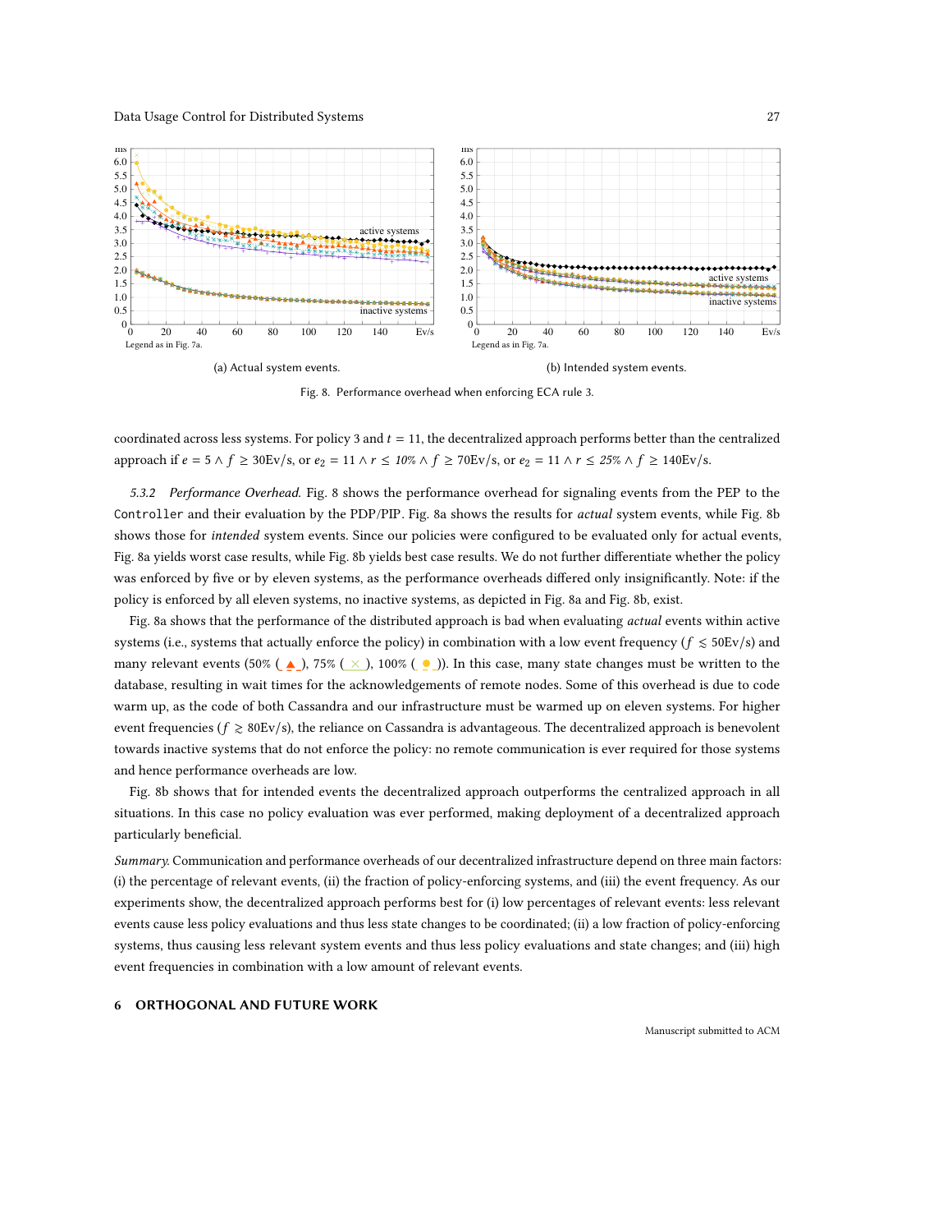(a) Actual system events.

(b) Intended system events.

Fig. 8. Performance overhead when enforcing ECA rule 3.

coordinated across less systems. For policy 3 and $t = 11$, the decentralized approach performs better than the centralized approach if $e = 5 \wedge f \geq 30\text{Ev/s}$, or $e_2 = 11 \wedge r \leq 10\% \wedge f \geq 70\text{Ev/s}$, or $e_2 = 11 \wedge r \leq 25\% \wedge f \geq 140\text{Ev/s}$.

*5.3.2 Performance Overhead.* Fig. 8 shows the performance overhead for signaling events from the PEP to the `Controller` and their evaluation by the PDP/PIP. Fig. 8a shows the results for *actual* system events, while Fig. 8b shows those for *intended* system events. Since our policies were configured to be evaluated only for actual events, Fig. 8a yields worst case results, while Fig. 8b yields best case results. We do not further differentiate whether the policy was enforced by five or by eleven systems, as the performance overheads differed only insignificantly. Note: if the policy is enforced by all eleven systems, no inactive systems, as depicted in Fig. 8a and Fig. 8b, exist.

Fig. 8a shows that the performance of the distributed approach is bad when evaluating *actual* events within active systems (i.e., systems that actually enforce the policy) in combination with a low event frequency ($f \lesssim 50\text{Ev/s}$) and many relevant events (50% (▲), 75% (×), 100% (●)). In this case, many state changes must be written to the database, resulting in wait times for the acknowledgements of remote nodes. Some of this overhead is due to code warm up, as the code of both Cassandra and our infrastructure must be warmed up on eleven systems. For higher event frequencies ($f \gtrsim 80\text{Ev/s}$), the reliance on Cassandra is advantageous. The decentralized approach is benevolent towards inactive systems that do not enforce the policy: no remote communication is ever required for those systems and hence performance overheads are low.

Fig. 8b shows that for intended events the decentralized approach outperforms the centralized approach in all situations. In this case no policy evaluation was ever performed, making deployment of a decentralized approach particularly beneficial.

*Summary.* Communication and performance overheads of our decentralized infrastructure depend on three main factors: (i) the percentage of relevant events, (ii) the fraction of policy-enforcing systems, and (iii) the event frequency. As our experiments show, the decentralized approach performs best for (i) low percentages of relevant events: less relevant events cause less policy evaluations and thus less state changes to be coordinated; (ii) a low fraction of policy-enforcing systems, thus causing less relevant system events and thus less policy evaluations and state changes; and (iii) high event frequencies in combination with a low amount of relevant events.

## 6 ORTHOGONAL AND FUTURE WORK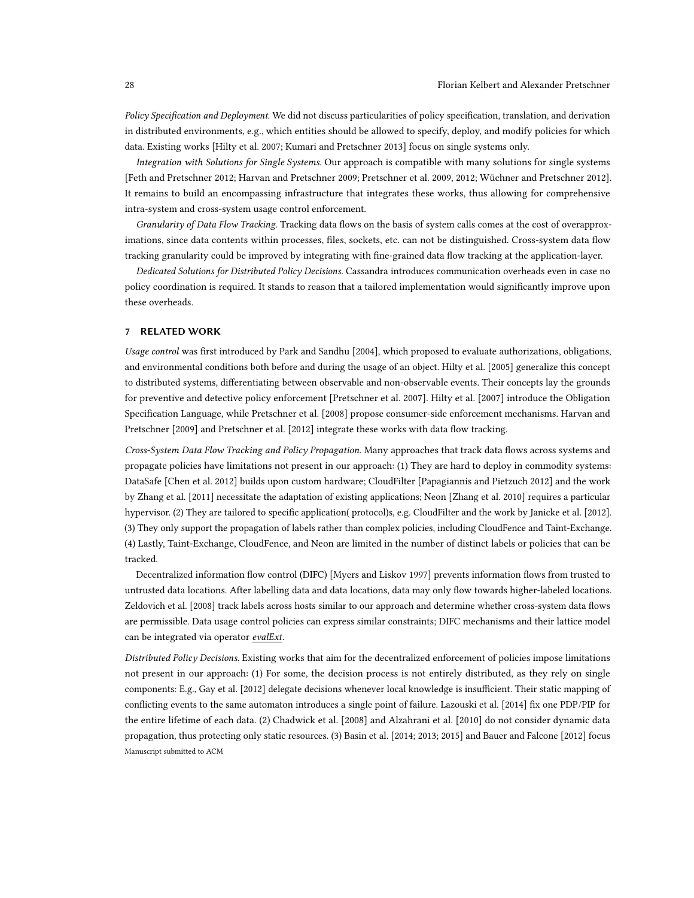*Policy Specification and Deployment.* We did not discuss particularities of policy specification, translation, and derivation in distributed environments, e.g., which entities should be allowed to specify, deploy, and modify policies for which data. Existing works [Hilty et al. 2007; Kumari and Pretschner 2013] focus on single systems only.

*Integration with Solutions for Single Systems.* Our approach is compatible with many solutions for single systems [Feth and Pretschner 2012; Harvan and Pretschner 2009; Pretschner et al. 2009, 2012; Wüchner and Pretschner 2012]. It remains to build an encompassing infrastructure that integrates these works, thus allowing for comprehensive intra-system and cross-system usage control enforcement.

*Granularity of Data Flow Tracking.* Tracking data flows on the basis of system calls comes at the cost of overapproximations, since data contents within processes, files, sockets, etc. can not be distinguished. Cross-system data flow tracking granularity could be improved by integrating with fine-grained data flow tracking at the application-layer.

*Dedicated Solutions for Distributed Policy Decisions.* Cassandra introduces communication overheads even in case no policy coordination is required. It stands to reason that a tailored implementation would significantly improve upon these overheads.

## 7 RELATED WORK

*Usage control* was first introduced by Park and Sandhu [2004], which proposed to evaluate authorizations, obligations, and environmental conditions both before and during the usage of an object. Hilty et al. [2005] generalize this concept to distributed systems, differentiating between observable and non-observable events. Their concepts lay the grounds for preventive and detective policy enforcement [Pretschner et al. 2007]. Hilty et al. [2007] introduce the Obligation Specification Language, while Pretschner et al. [2008] propose consumer-side enforcement mechanisms. Harvan and Pretschner [2009] and Pretschner et al. [2012] integrate these works with data flow tracking.

*Cross-System Data Flow Tracking and Policy Propagation.* Many approaches that track data flows across systems and propagate policies have limitations not present in our approach: (1) They are hard to deploy in commodity systems: DataSafe [Chen et al. 2012] builds upon custom hardware; CloudFilter [Papagiannis and Pietzuch 2012] and the work by Zhang et al. [2011] necessitate the adaptation of existing applications; Neon [Zhang et al. 2010] requires a particular hypervisor. (2) They are tailored to specific application( protocol)s, e.g. CloudFilter and the work by Janicke et al. [2012]. (3) They only support the propagation of labels rather than complex policies, including CloudFence and Taint-Exchange. (4) Lastly, Taint-Exchange, CloudFence, and Neon are limited in the number of distinct labels or policies that can be tracked.

Decentralized information flow control (DIFC) [Myers and Liskov 1997] prevents information flows from trusted to untrusted data locations. After labelling data and data locations, data may only flow towards higher-labeled locations. Zeldovich et al. [2008] track labels across hosts similar to our approach and determine whether cross-system data flows are permissible. Data usage control policies can express similar constraints; DIFC mechanisms and their lattice model can be integrated via operator *evalExt*.

*Distributed Policy Decisions.* Existing works that aim for the decentralized enforcement of policies impose limitations not present in our approach: (1) For some, the decision process is not entirely distributed, as they rely on single components: E.g., Gay et al. [2012] delegate decisions whenever local knowledge is insufficient. Their static mapping of conflicting events to the same automaton introduces a single point of failure. Lazouski et al. [2014] fix one PDP/PIP for the entire lifetime of each data. (2) Chadwick et al. [2008] and Alzahrani et al. [2010] do not consider dynamic data propagation, thus protecting only static resources. (3) Basin et al. [2014; 2013; 2015] and Bauer and Falcone [2012] focus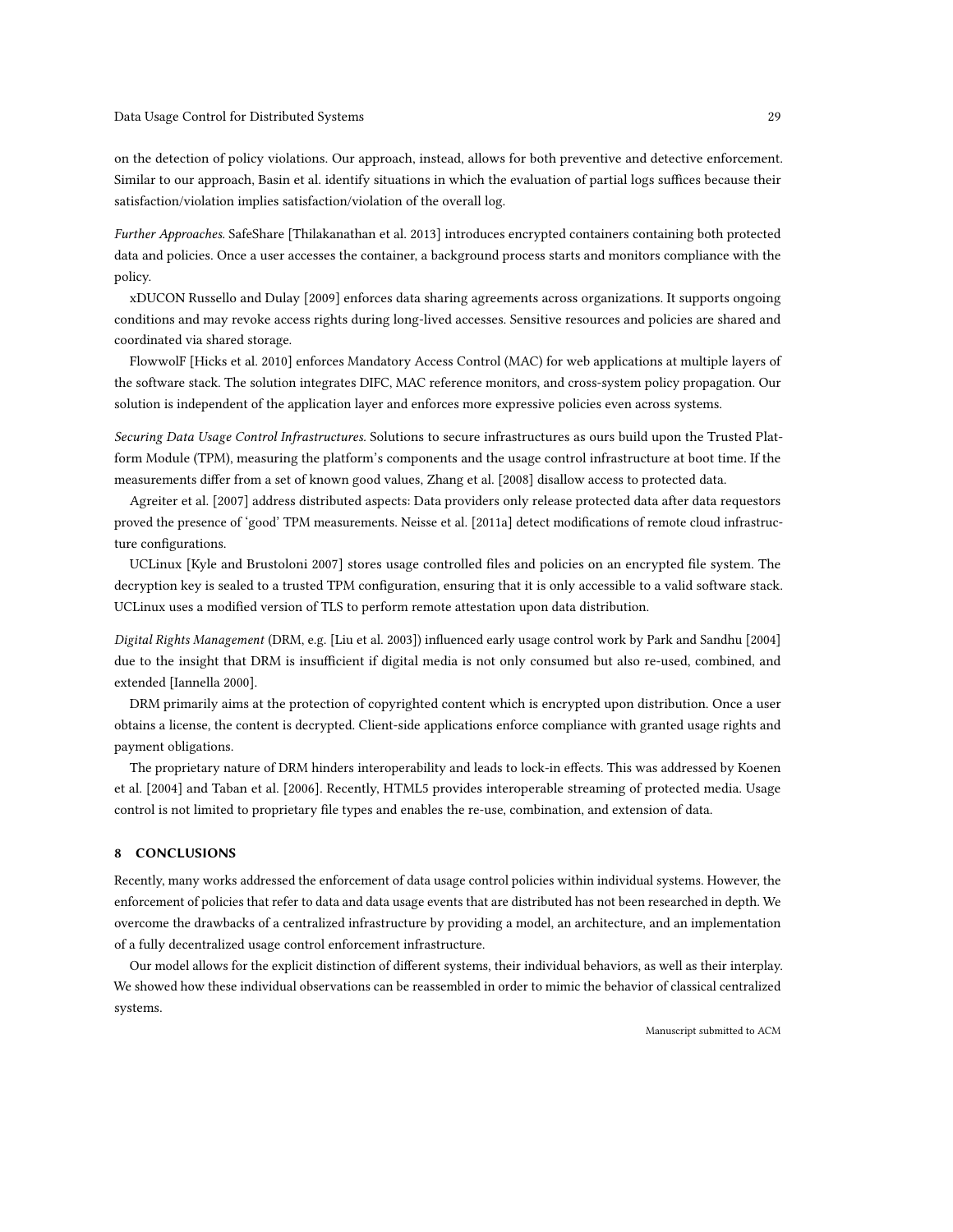on the detection of policy violations. Our approach, instead, allows for both preventive and detective enforcement. Similar to our approach, Basin et al. identify situations in which the evaluation of partial logs suffices because their satisfaction/violation implies satisfaction/violation of the overall log.

*Further Approaches*. SafeShare [Thilakanathan et al. 2013] introduces encrypted containers containing both protected data and policies. Once a user accesses the container, a background process starts and monitors compliance with the policy.

xDUCON Russello and Dulay [2009] enforces data sharing agreements across organizations. It supports ongoing conditions and may revoke access rights during long-lived accesses. Sensitive resources and policies are shared and coordinated via shared storage.

FlowwolF [Hicks et al. 2010] enforces Mandatory Access Control (MAC) for web applications at multiple layers of the software stack. The solution integrates DIFC, MAC reference monitors, and cross-system policy propagation. Our solution is independent of the application layer and enforces more expressive policies even across systems.

*Securing Data Usage Control Infrastructures.* Solutions to secure infrastructures as ours build upon the Trusted Platform Module (TPM), measuring the platform's components and the usage control infrastructure at boot time. If the measurements differ from a set of known good values, Zhang et al. [2008] disallow access to protected data.

Agreiter et al. [2007] address distributed aspects: Data providers only release protected data after data requestors proved the presence of 'good' TPM measurements. Neisse et al. [2011a] detect modifications of remote cloud infrastructure configurations.

UCLinux [Kyle and Brustoloni 2007] stores usage controlled files and policies on an encrypted file system. The decryption key is sealed to a trusted TPM configuration, ensuring that it is only accessible to a valid software stack. UCLinux uses a modified version of TLS to perform remote attestation upon data distribution.

*Digital Rights Management* (DRM, e.g. [Liu et al. 2003]) influenced early usage control work by Park and Sandhu [2004] due to the insight that DRM is insufficient if digital media is not only consumed but also re-used, combined, and extended [Iannella 2000].

DRM primarily aims at the protection of copyrighted content which is encrypted upon distribution. Once a user obtains a license, the content is decrypted. Client-side applications enforce compliance with granted usage rights and payment obligations.

The proprietary nature of DRM hinders interoperability and leads to lock-in effects. This was addressed by Koenen et al. [2004] and Taban et al. [2006]. Recently, HTML5 provides interoperable streaming of protected media. Usage control is not limited to proprietary file types and enables the re-use, combination, and extension of data.

## 8 CONCLUSIONS

Recently, many works addressed the enforcement of data usage control policies within individual systems. However, the enforcement of policies that refer to data and data usage events that are distributed has not been researched in depth. We overcome the drawbacks of a centralized infrastructure by providing a model, an architecture, and an implementation of a fully decentralized usage control enforcement infrastructure.

Our model allows for the explicit distinction of different systems, their individual behaviors, as well as their interplay. We showed how these individual observations can be reassembled in order to mimic the behavior of classical centralized systems.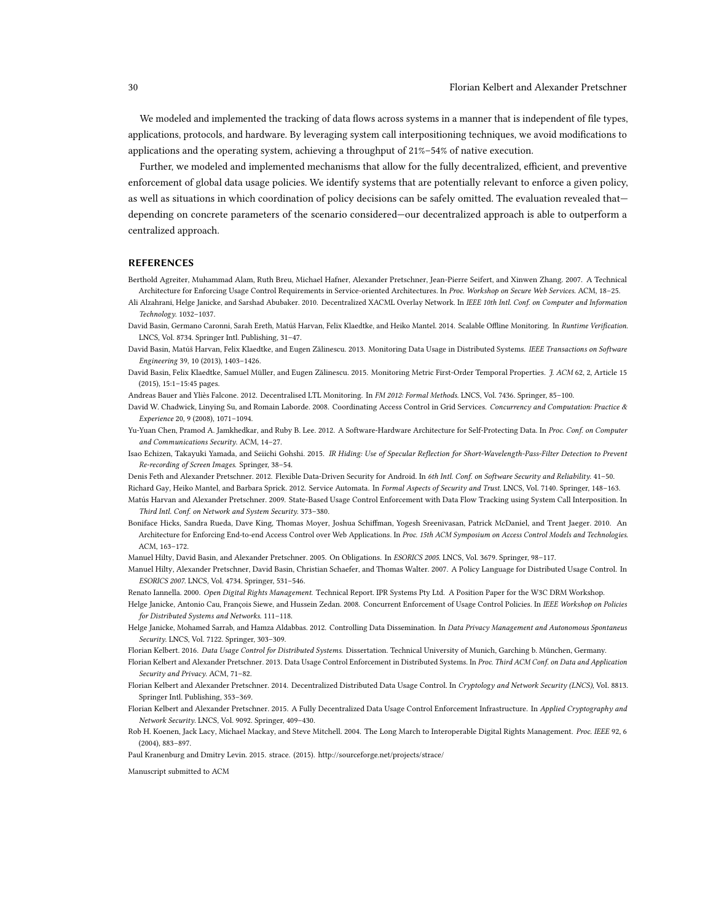We modeled and implemented the tracking of data flows across systems in a manner that is independent of file types, applications, protocols, and hardware. By leveraging system call interpositioning techniques, we avoid modifications to applications and the operating system, achieving a throughput of 21%–54% of native execution.

Further, we modeled and implemented mechanisms that allow for the fully decentralized, efficient, and preventive enforcement of global data usage policies. We identify systems that are potentially relevant to enforce a given policy, as well as situations in which coordination of policy decisions can be safely omitted. The evaluation revealed that—depending on concrete parameters of the scenario considered—our decentralized approach is able to outperform a centralized approach.

## REFERENCES

Berthold Agreiter, Muhammad Alam, Ruth Breu, Michael Hafner, Alexander Pretschner, Jean-Pierre Seifert, and Xinwen Zhang. 2007. A Technical Architecture for Enforcing Usage Control Requirements in Service-oriented Architectures. In *Proc. Workshop on Secure Web Services*. ACM, 18–25.

Ali Alzahrani, Helge Janicke, and Sarshad Abubaker. 2010. Decentralized XACML Overlay Network. In *IEEE 10th Intl. Conf. on Computer and Information Technology*. 1032–1037.

David Basin, Germano Caronni, Sarah Ereth, Matúš Harvan, Felix Klaedtke, and Heiko Mantel. 2014. Scalable Offline Monitoring. In *Runtime Verification*. LNCS, Vol. 8734. Springer Intl. Publishing, 31–47.

David Basin, Matúš Harvan, Felix Klaedtke, and Eugen Zălinescu. 2013. Monitoring Data Usage in Distributed Systems. *IEEE Transactions on Software Engineering* 39, 10 (2013), 1403–1426.

David Basin, Felix Klaedtke, Samuel Müller, and Eugen Zălinescu. 2015. Monitoring Metric First-Order Temporal Properties. *J. ACM* 62, 2, Article 15 (2015), 15:1–15:45 pages.

Andreas Bauer and Yliès Falcone. 2012. Decentralised LTL Monitoring. In *FM 2012: Formal Methods*. LNCS, Vol. 7436. Springer, 85–100.

David W. Chadwick, Linying Su, and Romain Laborde. 2008. Coordinating Access Control in Grid Services. *Concurrency and Computation: Practice & Experience* 20, 9 (2008), 1071–1094.

Yu-Yuan Chen, Pramod A. Jamkhedkar, and Ruby B. Lee. 2012. A Software-Hardware Architecture for Self-Protecting Data. In *Proc. Conf. on Computer and Communications Security*. ACM, 14–27.

Isao Echizen, Takayuki Yamada, and Seiichi Gohshi. 2015. *IR Hiding: Use of Specular Reflection for Short-Wavelength-Pass-Filter Detection to Prevent Re-recording of Screen Images*. Springer, 38–54.

Denis Feth and Alexander Pretschner. 2012. Flexible Data-Driven Security for Android. In *6th Intl. Conf. on Software Security and Reliability*. 41–50.

Richard Gay, Heiko Mantel, and Barbara Sprick. 2012. Service Automata. In *Formal Aspects of Security and Trust*. LNCS, Vol. 7140. Springer, 148–163.

Matús Harvan and Alexander Pretschner. 2009. State-Based Usage Control Enforcement with Data Flow Tracking using System Call Interposition. In *Third Intl. Conf. on Network and System Security*. 373–380.

Boniface Hicks, Sandra Rueda, Dave King, Thomas Moyer, Joshua Schiffman, Yogesh Sreenivasan, Patrick McDaniel, and Trent Jaeger. 2010. An Architecture for Enforcing End-to-end Access Control over Web Applications. In *Proc. 15th ACM Symposium on Access Control Models and Technologies*. ACM, 163–172.

Manuel Hilty, David Basin, and Alexander Pretschner. 2005. On Obligations. In *ESORICS 2005*. LNCS, Vol. 3679. Springer, 98–117.

Manuel Hilty, Alexander Pretschner, David Basin, Christian Schaefer, and Thomas Walter. 2007. A Policy Language for Distributed Usage Control. In *ESORICS 2007*. LNCS, Vol. 4734. Springer, 531–546.

Renato Iannella. 2000. *Open Digital Rights Management*. Technical Report. IPR Systems Pty Ltd. A Position Paper for the W3C DRM Workshop.

Helge Janicke, Antonio Cau, François Siewe, and Hussein Zedan. 2008. Concurrent Enforcement of Usage Control Policies. In *IEEE Workshop on Policies for Distributed Systems and Networks*. 111–118.

Helge Janicke, Mohamed Sarrab, and Hamza Aldabbas. 2012. Controlling Data Dissemination. In *Data Privacy Management and Autonomous Spontaneus Security*. LNCS, Vol. 7122. Springer, 303–309.

Florian Kelbert. 2016. *Data Usage Control for Distributed Systems*. Dissertation. Technical University of Munich, Garching b. München, Germany.

Florian Kelbert and Alexander Pretschner. 2013. Data Usage Control Enforcement in Distributed Systems. In *Proc. Third ACM Conf. on Data and Application Security and Privacy*. ACM, 71–82.

Florian Kelbert and Alexander Pretschner. 2014. Decentralized Distributed Data Usage Control. In *Cryptology and Network Security (LNCS)*, Vol. 8813. Springer Intl. Publishing, 353–369.

Florian Kelbert and Alexander Pretschner. 2015. A Fully Decentralized Data Usage Control Enforcement Infrastructure. In *Applied Cryptography and Network Security*. LNCS, Vol. 9092. Springer, 409–430.

Rob H. Koenen, Jack Lacy, Michael Mackay, and Steve Mitchell. 2004. The Long March to Interoperable Digital Rights Management. *Proc. IEEE* 92, 6 (2004), 883–897.

Paul Kranenburg and Dmitry Levin. 2015. strace. (2015). http://sourceforge.net/projects/strace/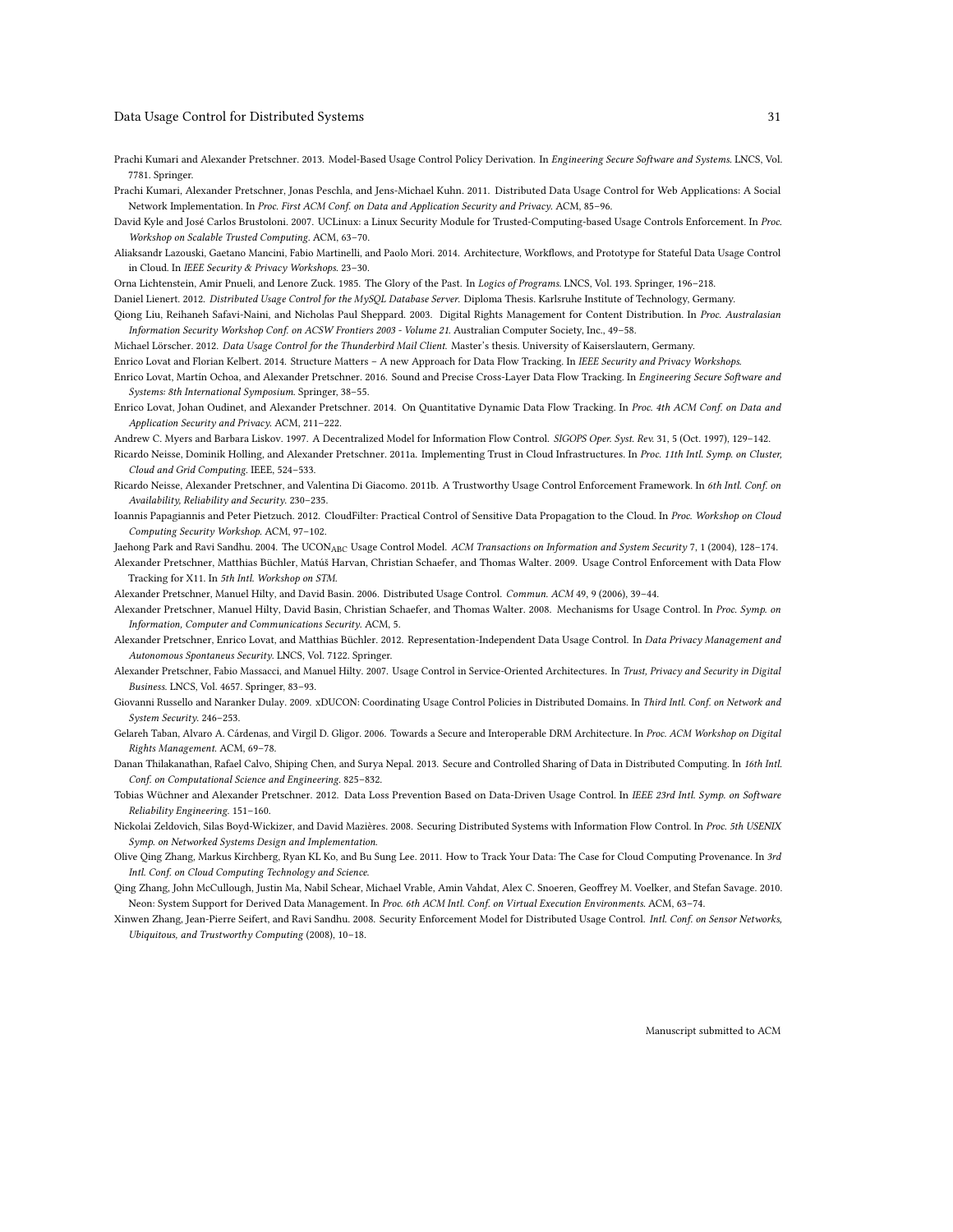Prachi Kumari and Alexander Pretschner. 2013. Model-Based Usage Control Policy Derivation. In *Engineering Secure Software and Systems*. LNCS, Vol. 7781. Springer.

Prachi Kumari, Alexander Pretschner, Jonas Peschla, and Jens-Michael Kuhn. 2011. Distributed Data Usage Control for Web Applications: A Social Network Implementation. In *Proc. First ACM Conf. on Data and Application Security and Privacy*. ACM, 85–96.

David Kyle and José Carlos Brustoloni. 2007. UCLinux: a Linux Security Module for Trusted-Computing-based Usage Controls Enforcement. In *Proc. Workshop on Scalable Trusted Computing*. ACM, 63–70.

Aliaksandr Lazouski, Gaetano Mancini, Fabio Martinelli, and Paolo Mori. 2014. Architecture, Workflows, and Prototype for Stateful Data Usage Control in Cloud. In *IEEE Security & Privacy Workshops*. 23–30.

Orna Lichtenstein, Amir Pnueli, and Lenore Zuck. 1985. The Glory of the Past. In *Logics of Programs*. LNCS, Vol. 193. Springer, 196–218.

Daniel Lienert. 2012. *Distributed Usage Control for the MySQL Database Server.* Diploma Thesis. Karlsruhe Institute of Technology, Germany.

Qiong Liu, Reihaneh Safavi-Naini, and Nicholas Paul Sheppard. 2003. Digital Rights Management for Content Distribution. In *Proc. Australasian Information Security Workshop Conf. on ACSW Frontiers 2003 - Volume 21*. Australian Computer Society, Inc., 49–58.

Michael Lörscher. 2012. *Data Usage Control for the Thunderbird Mail Client.* Master's thesis. University of Kaiserslautern, Germany.

Enrico Lovat and Florian Kelbert. 2014. Structure Matters – A new Approach for Data Flow Tracking. In *IEEE Security and Privacy Workshops*.

Enrico Lovat, Martín Ochoa, and Alexander Pretschner. 2016. Sound and Precise Cross-Layer Data Flow Tracking. In *Engineering Secure Software and Systems: 8th International Symposium*. Springer, 38–55.

Enrico Lovat, Johan Oudinet, and Alexander Pretschner. 2014. On Quantitative Dynamic Data Flow Tracking. In *Proc. 4th ACM Conf. on Data and Application Security and Privacy*. ACM, 211–222.

Andrew C. Myers and Barbara Liskov. 1997. A Decentralized Model for Information Flow Control. *SIGOPS Oper. Syst. Rev.* 31, 5 (Oct. 1997), 129–142.

Ricardo Neisse, Dominik Holling, and Alexander Pretschner. 2011a. Implementing Trust in Cloud Infrastructures. In *Proc. 11th Intl. Symp. on Cluster, Cloud and Grid Computing*. IEEE, 524–533.

Ricardo Neisse, Alexander Pretschner, and Valentina Di Giacomo. 2011b. A Trustworthy Usage Control Enforcement Framework. In *6th Intl. Conf. on Availability, Reliability and Security*. 230–235.

Ioannis Papagiannis and Peter Pietzuch. 2012. CloudFilter: Practical Control of Sensitive Data Propagation to the Cloud. In *Proc. Workshop on Cloud Computing Security Workshop*. ACM, 97–102.

Jaehong Park and Ravi Sandhu. 2004. The $\text{UCON}_{\text{ABC}}$ Usage Control Model. *ACM Transactions on Information and System Security* 7, 1 (2004), 128–174.

Alexander Pretschner, Matthias Büchler, Matúš Harvan, Christian Schaefer, and Thomas Walter. 2009. Usage Control Enforcement with Data Flow Tracking for X11. In *5th Intl. Workshop on STM*.

Alexander Pretschner, Manuel Hilty, and David Basin. 2006. Distributed Usage Control. *Commun. ACM* 49, 9 (2006), 39–44.

Alexander Pretschner, Manuel Hilty, David Basin, Christian Schaefer, and Thomas Walter. 2008. Mechanisms for Usage Control. In *Proc. Symp. on Information, Computer and Communications Security*. ACM, 5.

Alexander Pretschner, Enrico Lovat, and Matthias Büchler. 2012. Representation-Independent Data Usage Control. In *Data Privacy Management and Autonomous Spontaneus Security*. LNCS, Vol. 7122. Springer.

Alexander Pretschner, Fabio Massacci, and Manuel Hilty. 2007. Usage Control in Service-Oriented Architectures. In *Trust, Privacy and Security in Digital Business*. LNCS, Vol. 4657. Springer, 83–93.

Giovanni Russello and Naranker Dulay. 2009. xDUCON: Coordinating Usage Control Policies in Distributed Domains. In *Third Intl. Conf. on Network and System Security*. 246–253.

Gelareh Taban, Alvaro A. Cárdenas, and Virgil D. Gligor. 2006. Towards a Secure and Interoperable DRM Architecture. In *Proc. ACM Workshop on Digital Rights Management*. ACM, 69–78.

Danan Thilakanathan, Rafael Calvo, Shiping Chen, and Surya Nepal. 2013. Secure and Controlled Sharing of Data in Distributed Computing. In *16th Intl. Conf. on Computational Science and Engineering*. 825–832.

Tobias Wüchner and Alexander Pretschner. 2012. Data Loss Prevention Based on Data-Driven Usage Control. In *IEEE 23rd Intl. Symp. on Software Reliability Engineering*. 151–160.

Nickolai Zeldovich, Silas Boyd-Wickizer, and David Mazières. 2008. Securing Distributed Systems with Information Flow Control. In *Proc. 5th USENIX Symp. on Networked Systems Design and Implementation*.

Olive Qing Zhang, Markus Kirchberg, Ryan KL Ko, and Bu Sung Lee. 2011. How to Track Your Data: The Case for Cloud Computing Provenance. In *3rd Intl. Conf. on Cloud Computing Technology and Science*.

Qing Zhang, John McCullough, Justin Ma, Nabil Schear, Michael Vrable, Amin Vahdat, Alex C. Snoeren, Geoffrey M. Voelker, and Stefan Savage. 2010. Neon: System Support for Derived Data Management. In *Proc. 6th ACM Intl. Conf. on Virtual Execution Environments*. ACM, 63–74.

Xinwen Zhang, Jean-Pierre Seifert, and Ravi Sandhu. 2008. Security Enforcement Model for Distributed Usage Control. *Intl. Conf. on Sensor Networks, Ubiquitous, and Trustworthy Computing* (2008), 10–18.